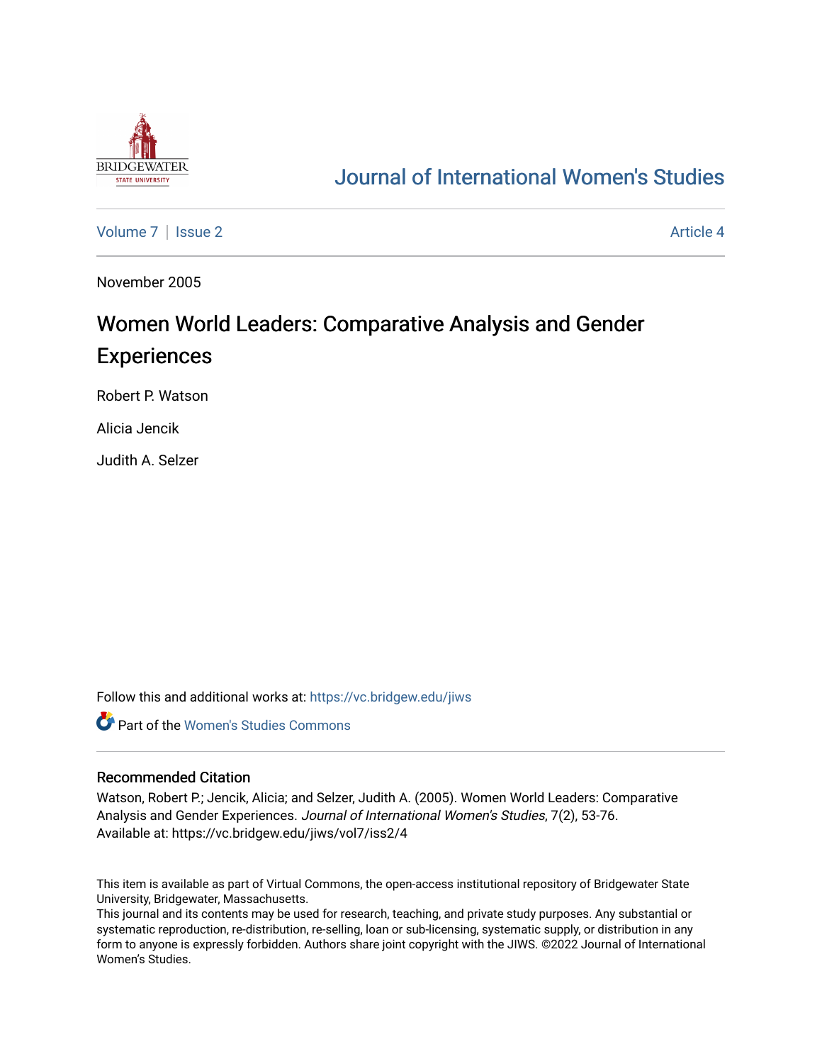# Journal of International Women's Studies

Volume 7 | Issue 2 Article 4

November 2005

# Women World Leaders: Comparative Analysis and Gender Experiences

Robert P. Watson

Alicia Jencik

Judith A. Selzer

Follow this and additional works at: https://vc.bridgew.edu/jiws

Part of the Women's Studies Commons

## Recommended Citation

Watson, Robert P.; Jencik, Alicia; and Selzer, Judith A. (2005). Women World Leaders: Comparative Analysis and Gender Experiences. *Journal of International Women's Studies*, 7(2), 53-76.
Available at: https://vc.bridgew.edu/jiws/vol7/iss2/4

This item is available as part of Virtual Commons, the open-access institutional repository of Bridgewater State University, Bridgewater, Massachusetts.
This journal and its contents may be used for research, teaching, and private study purposes. Any substantial or systematic reproduction, re-distribution, re-selling, loan or sub-licensing, systematic supply, or distribution in any form to anyone is expressly forbidden. Authors share joint copyright with the JIWS. ©2022 Journal of International Women's Studies.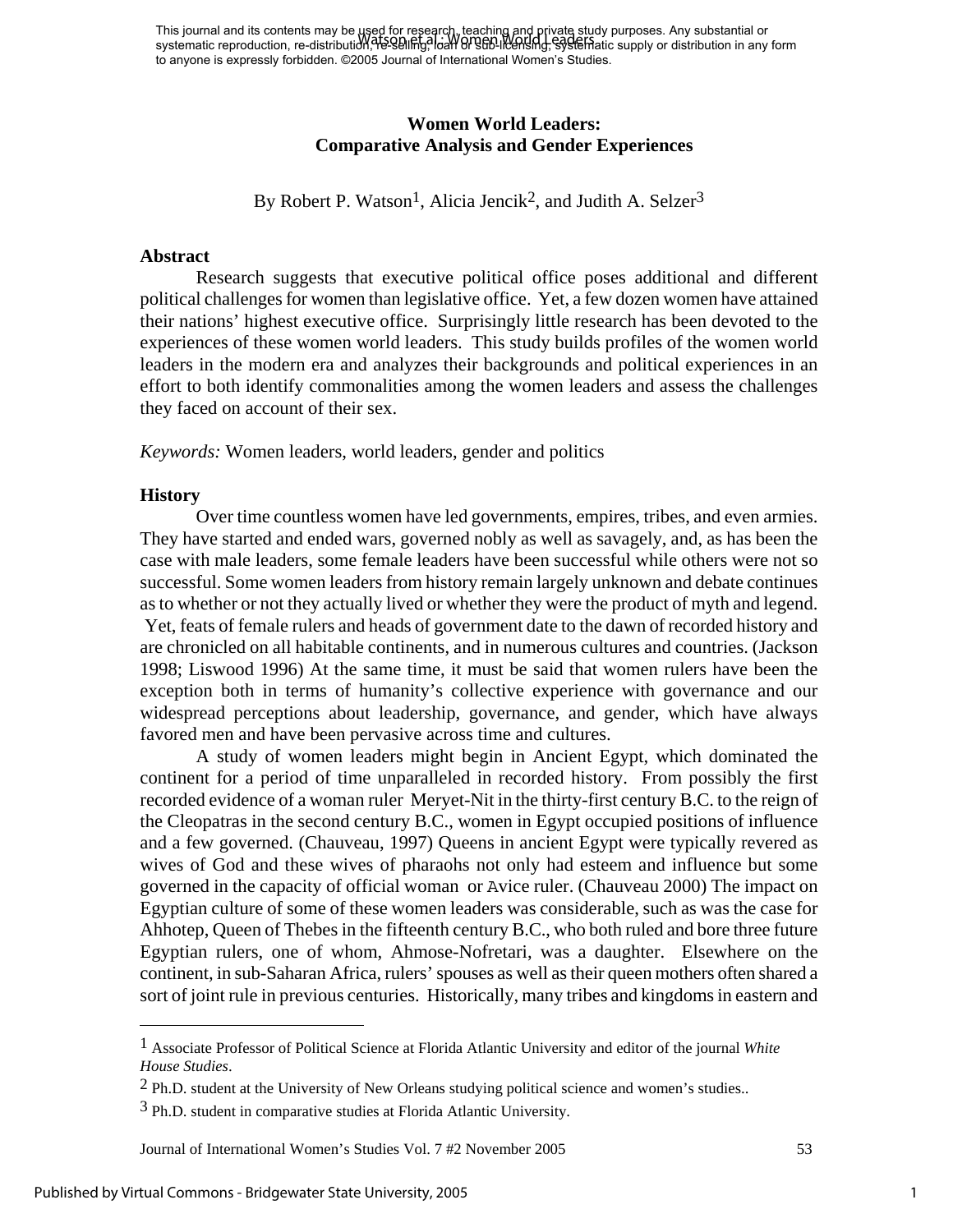**Women World Leaders:**
**Comparative Analysis and Gender Experiences**

By Robert P. Watson[1], Alicia Jencik[2], and Judith A. Selzer[3]

## Abstract

Research suggests that executive political office poses additional and different political challenges for women than legislative office. Yet, a few dozen women have attained their nations' highest executive office. Surprisingly little research has been devoted to the experiences of these women world leaders. This study builds profiles of the women world leaders in the modern era and analyzes their backgrounds and political experiences in an effort to both identify commonalities among the women leaders and assess the challenges they faced on account of their sex.

*Keywords:* Women leaders, world leaders, gender and politics

## History

Over time countless women have led governments, empires, tribes, and even armies. They have started and ended wars, governed nobly as well as savagely, and, as has been the case with male leaders, some female leaders have been successful while others were not so successful. Some women leaders from history remain largely unknown and debate continues as to whether or not they actually lived or whether they were the product of myth and legend. Yet, feats of female rulers and heads of government date to the dawn of recorded history and are chronicled on all habitable continents, and in numerous cultures and countries. (Jackson 1998; Liswood 1996) At the same time, it must be said that women rulers have been the exception both in terms of humanity's collective experience with governance and our widespread perceptions about leadership, governance, and gender, which have always favored men and have been pervasive across time and cultures.

A study of women leaders might begin in Ancient Egypt, which dominated the continent for a period of time unparalleled in recorded history. From possibly the first recorded evidence of a woman ruler Meryet-Nit in the thirty-first century B.C. to the reign of the Cleopatras in the second century B.C., women in Egypt occupied positions of influence and a few governed. (Chauveau, 1997) Queens in ancient Egypt were typically revered as wives of God and these wives of pharaohs not only had esteem and influence but some governed in the capacity of official woman or Avice ruler. (Chauveau 2000) The impact on Egyptian culture of some of these women leaders was considerable, such as was the case for Ahhotep, Queen of Thebes in the fifteenth century B.C., who both ruled and bore three future Egyptian rulers, one of whom, Ahmose-Nofretari, was a daughter. Elsewhere on the continent, in sub-Saharan Africa, rulers' spouses as well as their queen mothers often shared a sort of joint rule in previous centuries. Historically, many tribes and kingdoms in eastern and

---

[1] Associate Professor of Political Science at Florida Atlantic University and editor of the journal *White House Studies*.

[2] Ph.D. student at the University of New Orleans studying political science and women's studies..

[3] Ph.D. student in comparative studies at Florida Atlantic University.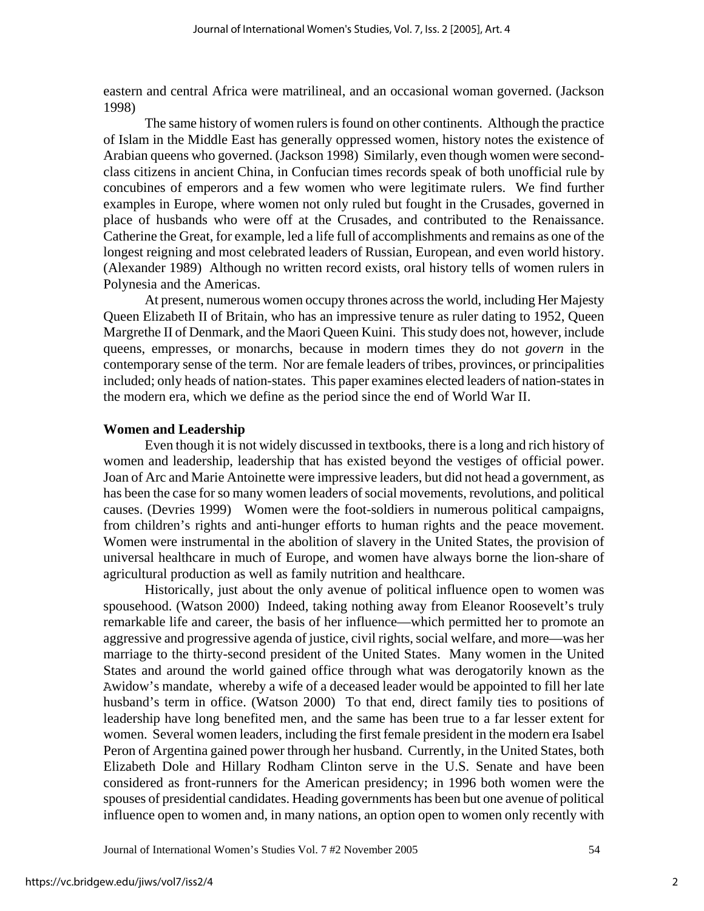eastern and central Africa were matrilineal, and an occasional woman governed. (Jackson 1998)

The same history of women rulers is found on other continents. Although the practice of Islam in the Middle East has generally oppressed women, history notes the existence of Arabian queens who governed. (Jackson 1998) Similarly, even though women were second-class citizens in ancient China, in Confucian times records speak of both unofficial rule by concubines of emperors and a few women who were legitimate rulers. We find further examples in Europe, where women not only ruled but fought in the Crusades, governed in place of husbands who were off at the Crusades, and contributed to the Renaissance. Catherine the Great, for example, led a life full of accomplishments and remains as one of the longest reigning and most celebrated leaders of Russian, European, and even world history. (Alexander 1989) Although no written record exists, oral history tells of women rulers in Polynesia and the Americas.

At present, numerous women occupy thrones across the world, including Her Majesty Queen Elizabeth II of Britain, who has an impressive tenure as ruler dating to 1952, Queen Margrethe II of Denmark, and the Maori Queen Kuini. This study does not, however, include queens, empresses, or monarchs, because in modern times they do not *govern* in the contemporary sense of the term. Nor are female leaders of tribes, provinces, or principalities included; only heads of nation-states. This paper examines elected leaders of nation-states in the modern era, which we define as the period since the end of World War II.

## Women and Leadership

Even though it is not widely discussed in textbooks, there is a long and rich history of women and leadership, leadership that has existed beyond the vestiges of official power. Joan of Arc and Marie Antoinette were impressive leaders, but did not head a government, as has been the case for so many women leaders of social movements, revolutions, and political causes. (Devries 1999) Women were the foot-soldiers in numerous political campaigns, from children's rights and anti-hunger efforts to human rights and the peace movement. Women were instrumental in the abolition of slavery in the United States, the provision of universal healthcare in much of Europe, and women have always borne the lion-share of agricultural production as well as family nutrition and healthcare.

Historically, just about the only avenue of political influence open to women was spousehood. (Watson 2000) Indeed, taking nothing away from Eleanor Roosevelt's truly remarkable life and career, the basis of her influence—which permitted her to promote an aggressive and progressive agenda of justice, civil rights, social welfare, and more—was her marriage to the thirty-second president of the United States. Many women in the United States and around the world gained office through what was derogatorily known as the Awidow's mandate, whereby a wife of a deceased leader would be appointed to fill her late husband's term in office. (Watson 2000) To that end, direct family ties to positions of leadership have long benefited men, and the same has been true to a far lesser extent for women. Several women leaders, including the first female president in the modern era Isabel Peron of Argentina gained power through her husband. Currently, in the United States, both Elizabeth Dole and Hillary Rodham Clinton serve in the U.S. Senate and have been considered as front-runners for the American presidency; in 1996 both women were the spouses of presidential candidates. Heading governments has been but one avenue of political influence open to women and, in many nations, an option open to women only recently with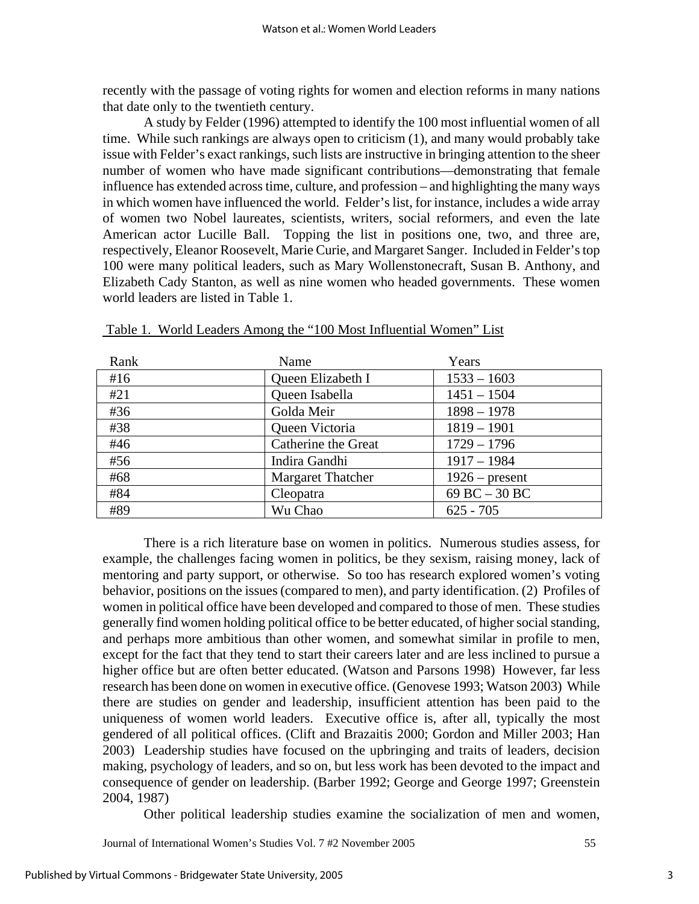recently with the passage of voting rights for women and election reforms in many nations that date only to the twentieth century.

A study by Felder (1996) attempted to identify the 100 most influential women of all time. While such rankings are always open to criticism (1), and many would probably take issue with Felder's exact rankings, such lists are instructive in bringing attention to the sheer number of women who have made significant contributions—demonstrating that female influence has extended across time, culture, and profession – and highlighting the many ways in which women have influenced the world. Felder's list, for instance, includes a wide array of women two Nobel laureates, scientists, writers, social reformers, and even the late American actor Lucille Ball. Topping the list in positions one, two, and three are, respectively, Eleanor Roosevelt, Marie Curie, and Margaret Sanger. Included in Felder's top 100 were many political leaders, such as Mary Wollenstonecraft, Susan B. Anthony, and Elizabeth Cady Stanton, as well as nine women who headed governments. These women world leaders are listed in Table 1.

Table 1. World Leaders Among the "100 Most Influential Women" List

| Rank | Name | Years |
|---|---|---|
| #16 | Queen Elizabeth I | 1533 – 1603 |
| #21 | Queen Isabella | 1451 – 1504 |
| #36 | Golda Meir | 1898 – 1978 |
| #38 | Queen Victoria | 1819 – 1901 |
| #46 | Catherine the Great | 1729 – 1796 |
| #56 | Indira Gandhi | 1917 – 1984 |
| #68 | Margaret Thatcher | 1926 – present |
| #84 | Cleopatra | 69 BC – 30 BC |
| #89 | Wu Chao | 625 - 705 |

There is a rich literature base on women in politics. Numerous studies assess, for example, the challenges facing women in politics, be they sexism, raising money, lack of mentoring and party support, or otherwise. So too has research explored women's voting behavior, positions on the issues (compared to men), and party identification. (2) Profiles of women in political office have been developed and compared to those of men. These studies generally find women holding political office to be better educated, of higher social standing, and perhaps more ambitious than other women, and somewhat similar in profile to men, except for the fact that they tend to start their careers later and are less inclined to pursue a higher office but are often better educated. (Watson and Parsons 1998) However, far less research has been done on women in executive office. (Genovese 1993; Watson 2003) While there are studies on gender and leadership, insufficient attention has been paid to the uniqueness of women world leaders. Executive office is, after all, typically the most gendered of all political offices. (Clift and Brazaitis 2000; Gordon and Miller 2003; Han 2003) Leadership studies have focused on the upbringing and traits of leaders, decision making, psychology of leaders, and so on, but less work has been devoted to the impact and consequence of gender on leadership. (Barber 1992; George and George 1997; Greenstein 2004, 1987)

Other political leadership studies examine the socialization of men and women,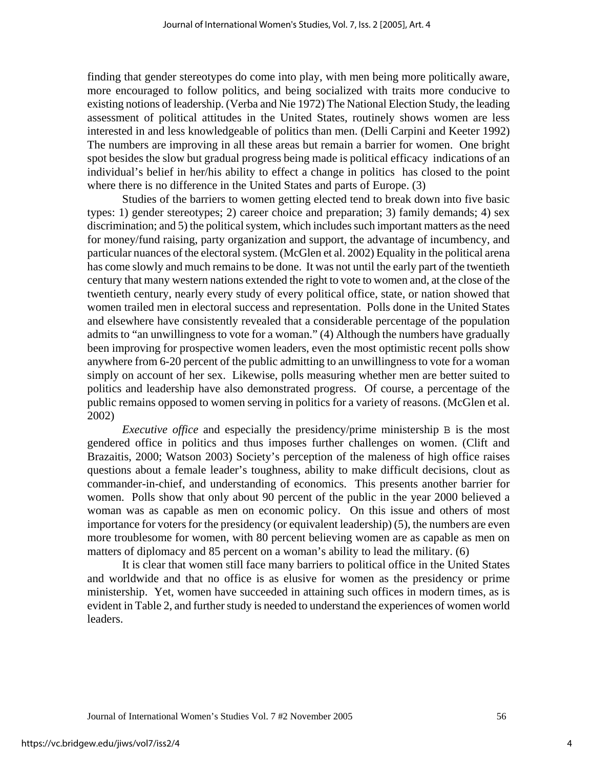finding that gender stereotypes do come into play, with men being more politically aware, more encouraged to follow politics, and being socialized with traits more conducive to existing notions of leadership. (Verba and Nie 1972) The National Election Study, the leading assessment of political attitudes in the United States, routinely shows women are less interested in and less knowledgeable of politics than men. (Delli Carpini and Keeter 1992) The numbers are improving in all these areas but remain a barrier for women. One bright spot besides the slow but gradual progress being made is political efficacy indications of an individual's belief in her/his ability to effect a change in politics has closed to the point where there is no difference in the United States and parts of Europe. (3)

Studies of the barriers to women getting elected tend to break down into five basic types: 1) gender stereotypes; 2) career choice and preparation; 3) family demands; 4) sex discrimination; and 5) the political system, which includes such important matters as the need for money/fund raising, party organization and support, the advantage of incumbency, and particular nuances of the electoral system. (McGlen et al. 2002) Equality in the political arena has come slowly and much remains to be done. It was not until the early part of the twentieth century that many western nations extended the right to vote to women and, at the close of the twentieth century, nearly every study of every political office, state, or nation showed that women trailed men in electoral success and representation. Polls done in the United States and elsewhere have consistently revealed that a considerable percentage of the population admits to "an unwillingness to vote for a woman." (4) Although the numbers have gradually been improving for prospective women leaders, even the most optimistic recent polls show anywhere from 6-20 percent of the public admitting to an unwillingness to vote for a woman simply on account of her sex. Likewise, polls measuring whether men are better suited to politics and leadership have also demonstrated progress. Of course, a percentage of the public remains opposed to women serving in politics for a variety of reasons. (McGlen et al. 2002)

*Executive office* and especially the presidency/prime ministership B is the most gendered office in politics and thus imposes further challenges on women. (Clift and Brazaitis, 2000; Watson 2003) Society's perception of the maleness of high office raises questions about a female leader's toughness, ability to make difficult decisions, clout as commander-in-chief, and understanding of economics. This presents another barrier for women. Polls show that only about 90 percent of the public in the year 2000 believed a woman was as capable as men on economic policy. On this issue and others of most importance for voters for the presidency (or equivalent leadership) (5), the numbers are even more troublesome for women, with 80 percent believing women are as capable as men on matters of diplomacy and 85 percent on a woman's ability to lead the military. (6)

It is clear that women still face many barriers to political office in the United States and worldwide and that no office is as elusive for women as the presidency or prime ministership. Yet, women have succeeded in attaining such offices in modern times, as is evident in Table 2, and further study is needed to understand the experiences of women world leaders.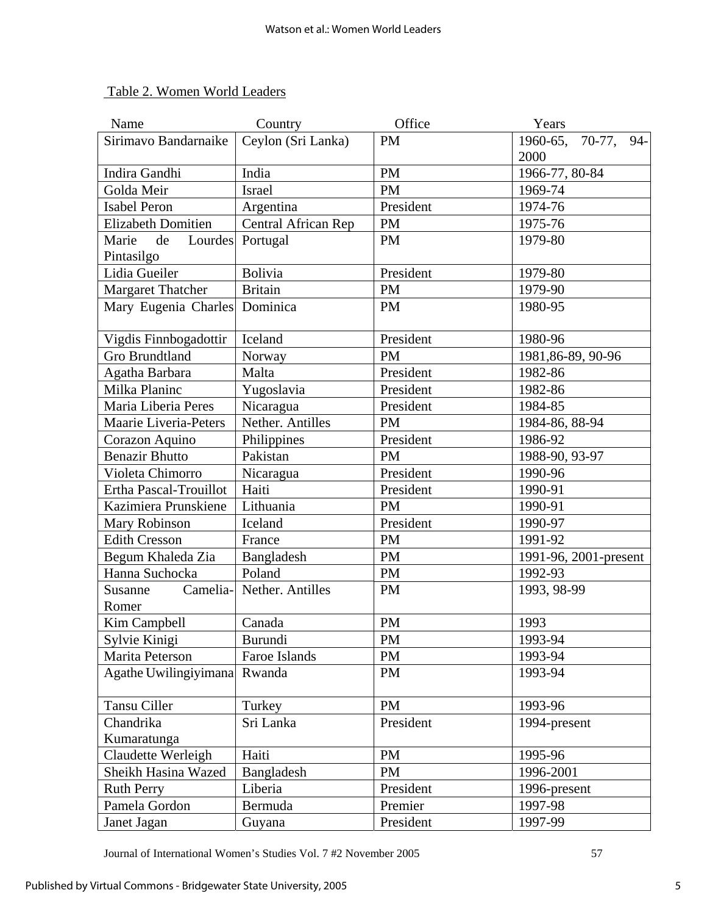Table 2. Women World Leaders

| Name | Country | Office | Years |
|---|---|---|---|
| Sirimavo Bandarnaike | Ceylon (Sri Lanka) | PM | 1960-65, 70-77, 94-2000 |
| Indira Gandhi | India | PM | 1966-77, 80-84 |
| Golda Meir | Israel | PM | 1969-74 |
| Isabel Peron | Argentina | President | 1974-76 |
| Elizabeth Domitien | Central African Rep | PM | 1975-76 |
| Marie de Lourdes Pintasilgo | Portugal | PM | 1979-80 |
| Lidia Gueiler | Bolivia | President | 1979-80 |
| Margaret Thatcher | Britain | PM | 1979-90 |
| Mary Eugenia Charles | Dominica | PM | 1980-95 |
| Vigdis Finnbogadottir | Iceland | President | 1980-96 |
| Gro Brundtland | Norway | PM | 1981,86-89, 90-96 |
| Agatha Barbara | Malta | President | 1982-86 |
| Milka Planinc | Yugoslavia | President | 1982-86 |
| Maria Liberia Peres | Nicaragua | President | 1984-85 |
| Maarie Liveria-Peters | Nether. Antilles | PM | 1984-86, 88-94 |
| Corazon Aquino | Philippines | President | 1986-92 |
| Benazir Bhutto | Pakistan | PM | 1988-90, 93-97 |
| Violeta Chimorro | Nicaragua | President | 1990-96 |
| Ertha Pascal-Trouillot | Haiti | President | 1990-91 |
| Kazimiera Prunskiene | Lithuania | PM | 1990-91 |
| Mary Robinson | Iceland | President | 1990-97 |
| Edith Cresson | France | PM | 1991-92 |
| Begum Khaleda Zia | Bangladesh | PM | 1991-96, 2001-present |
| Hanna Suchocka | Poland | PM | 1992-93 |
| Susanne Camelia-Romer | Nether. Antilles | PM | 1993, 98-99 |
| Kim Campbell | Canada | PM | 1993 |
| Sylvie Kinigi | Burundi | PM | 1993-94 |
| Marita Peterson | Faroe Islands | PM | 1993-94 |
| Agathe Uwilingiyimana | Rwanda | PM | 1993-94 |
| Tansu Ciller | Turkey | PM | 1993-96 |
| Chandrika Kumaratunga | Sri Lanka | President | 1994-present |
| Claudette Werleigh | Haiti | PM | 1995-96 |
| Sheikh Hasina Wazed | Bangladesh | PM | 1996-2001 |
| Ruth Perry | Liberia | President | 1996-present |
| Pamela Gordon | Bermuda | Premier | 1997-98 |
| Janet Jagan | Guyana | President | 1997-99 |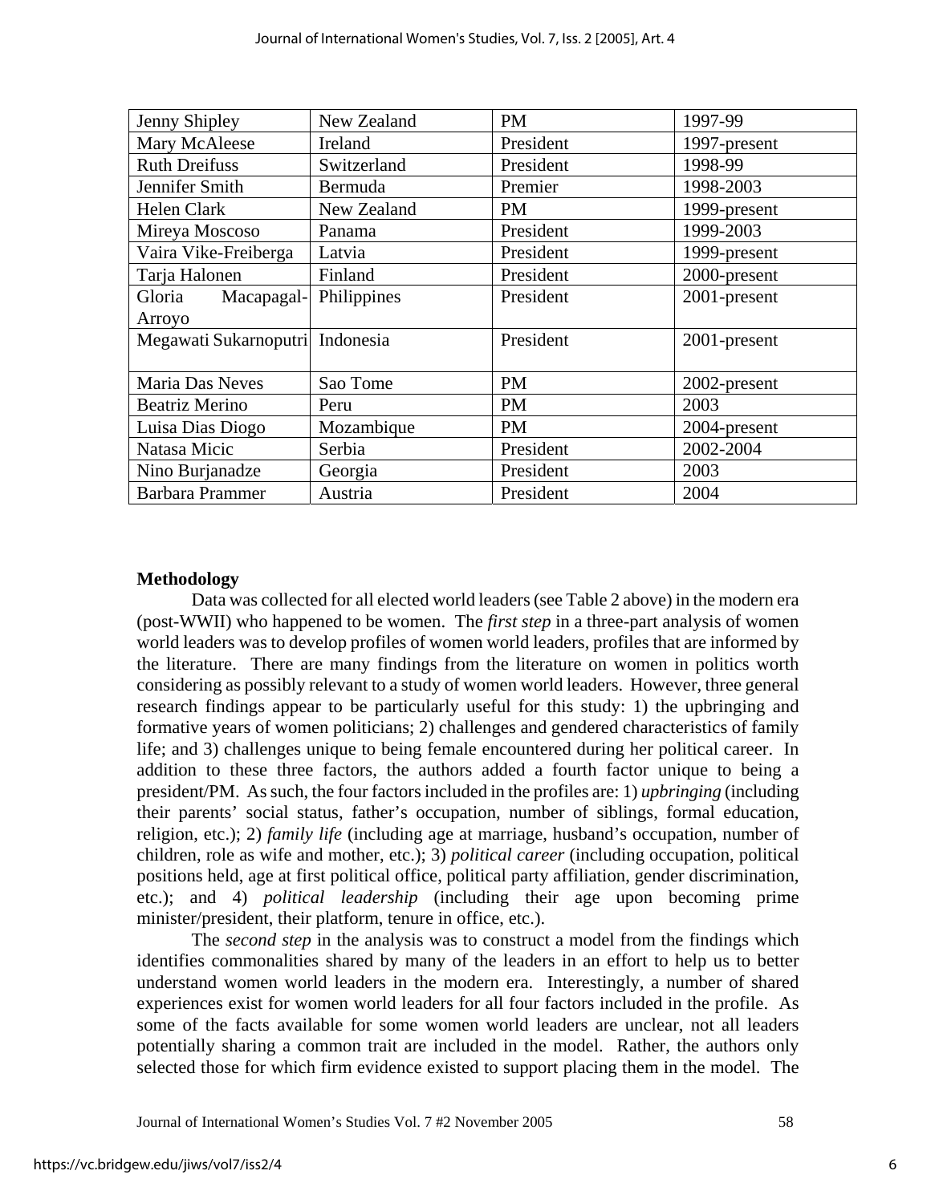| Jenny Shipley | New Zealand | PM | 1997-99 |
|---|---|---|---|
| Mary McAleese | Ireland | President | 1997-present |
| Ruth Dreifuss | Switzerland | President | 1998-99 |
| Jennifer Smith | Bermuda | Premier | 1998-2003 |
| Helen Clark | New Zealand | PM | 1999-present |
| Mireya Moscoso | Panama | President | 1999-2003 |
| Vaira Vike-Freiberga | Latvia | President | 1999-present |
| Tarja Halonen | Finland | President | 2000-present |
| Gloria Macapagal-Arroyo | Philippines | President | 2001-present |
| Megawati Sukarnoputri | Indonesia | President | 2001-present |
| Maria Das Neves | Sao Tome | PM | 2002-present |
| Beatriz Merino | Peru | PM | 2003 |
| Luisa Dias Diogo | Mozambique | PM | 2004-present |
| Natasa Micic | Serbia | President | 2002-2004 |
| Nino Burjanadze | Georgia | President | 2003 |
| Barbara Prammer | Austria | President | 2004 |

## Methodology

Data was collected for all elected world leaders (see Table 2 above) in the modern era (post-WWII) who happened to be women. The *first step* in a three-part analysis of women world leaders was to develop profiles of women world leaders, profiles that are informed by the literature. There are many findings from the literature on women in politics worth considering as possibly relevant to a study of women world leaders. However, three general research findings appear to be particularly useful for this study: 1) the upbringing and formative years of women politicians; 2) challenges and gendered characteristics of family life; and 3) challenges unique to being female encountered during her political career. In addition to these three factors, the authors added a fourth factor unique to being a president/PM. As such, the four factors included in the profiles are: 1) *upbringing* (including their parents' social status, father's occupation, number of siblings, formal education, religion, etc.); 2) *family life* (including age at marriage, husband's occupation, number of children, role as wife and mother, etc.); 3) *political career* (including occupation, political positions held, age at first political office, political party affiliation, gender discrimination, etc.); and 4) *political leadership* (including their age upon becoming prime minister/president, their platform, tenure in office, etc.).

The *second step* in the analysis was to construct a model from the findings which identifies commonalities shared by many of the leaders in an effort to help us to better understand women world leaders in the modern era. Interestingly, a number of shared experiences exist for women world leaders for all four factors included in the profile. As some of the facts available for some women world leaders are unclear, not all leaders potentially sharing a common trait are included in the model. Rather, the authors only selected those for which firm evidence existed to support placing them in the model. The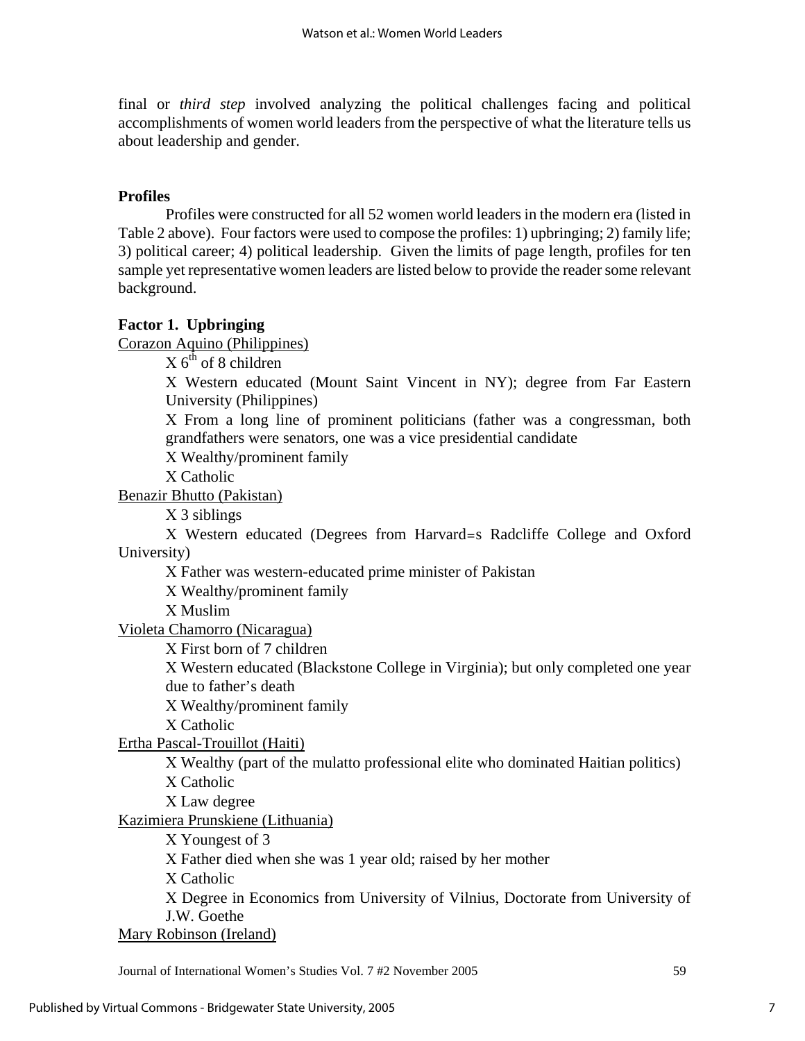final or *third step* involved analyzing the political challenges facing and political accomplishments of women world leaders from the perspective of what the literature tells us about leadership and gender.

**Profiles**

Profiles were constructed for all 52 women world leaders in the modern era (listed in Table 2 above). Four factors were used to compose the profiles: 1) upbringing; 2) family life; 3) political career; 4) political leadership. Given the limits of page length, profiles for ten sample yet representative women leaders are listed below to provide the reader some relevant background.

**Factor 1. Upbringing**

Corazon Aquino (Philippines)

- X 6th of 8 children
- X Western educated (Mount Saint Vincent in NY); degree from Far Eastern University (Philippines)
- X From a long line of prominent politicians (father was a congressman, both grandfathers were senators, one was a vice presidential candidate
- X Wealthy/prominent family
- X Catholic

Benazir Bhutto (Pakistan)

- X 3 siblings
- X Western educated (Degrees from Harvard=s Radcliffe College and Oxford University)
- X Father was western-educated prime minister of Pakistan
- X Wealthy/prominent family
- X Muslim

Violeta Chamorro (Nicaragua)

- X First born of 7 children
- X Western educated (Blackstone College in Virginia); but only completed one year due to father's death
- X Wealthy/prominent family
- X Catholic

Ertha Pascal-Trouillot (Haiti)

- X Wealthy (part of the mulatto professional elite who dominated Haitian politics)
- X Catholic
- X Law degree

Kazimiera Prunskiene (Lithuania)

- X Youngest of 3
- X Father died when she was 1 year old; raised by her mother
- X Catholic
- X Degree in Economics from University of Vilnius, Doctorate from University of J.W. Goethe

Mary Robinson (Ireland)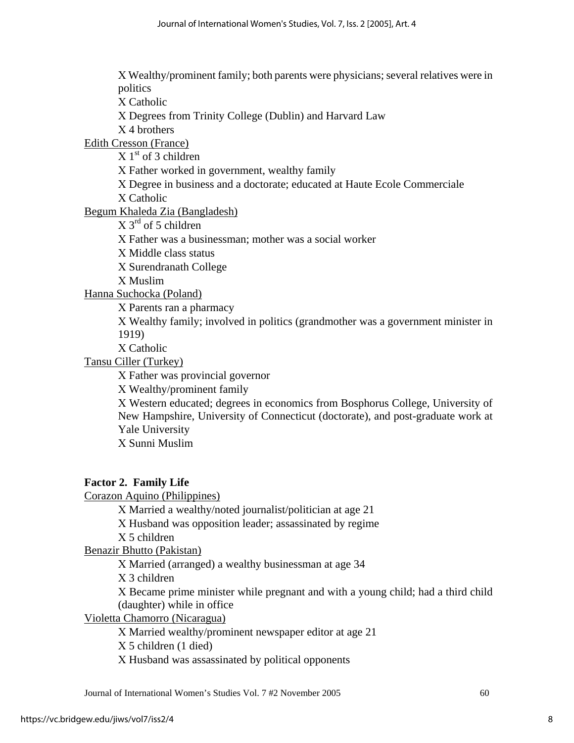- Wealthy/prominent family; both parents were physicians; several relatives were in politics
- Catholic
- Degrees from Trinity College (Dublin) and Harvard Law
- 4 brothers

Edith Cresson (France)

- 1st of 3 children
- Father worked in government, wealthy family
- Degree in business and a doctorate; educated at Haute Ecole Commerciale
- Catholic

Begum Khaleda Zia (Bangladesh)

- 3rd of 5 children
- Father was a businessman; mother was a social worker
- Middle class status
- Surendranath College
- Muslim

Hanna Suchocka (Poland)

- Parents ran a pharmacy
- Wealthy family; involved in politics (grandmother was a government minister in 1919)
- Catholic

Tansu Ciller (Turkey)

- Father was provincial governor
- Wealthy/prominent family
- Western educated; degrees in economics from Bosphorus College, University of New Hampshire, University of Connecticut (doctorate), and post-graduate work at Yale University
- Sunni Muslim

**Factor 2. Family Life**

Corazon Aquino (Philippines)

- Married a wealthy/noted journalist/politician at age 21
- Husband was opposition leader; assassinated by regime
- 5 children

Benazir Bhutto (Pakistan)

- Married (arranged) a wealthy businessman at age 34
- 3 children
- Became prime minister while pregnant and with a young child; had a third child (daughter) while in office

Violetta Chamorro (Nicaragua)

- Married wealthy/prominent newspaper editor at age 21
- 5 children (1 died)
- Husband was assassinated by political opponents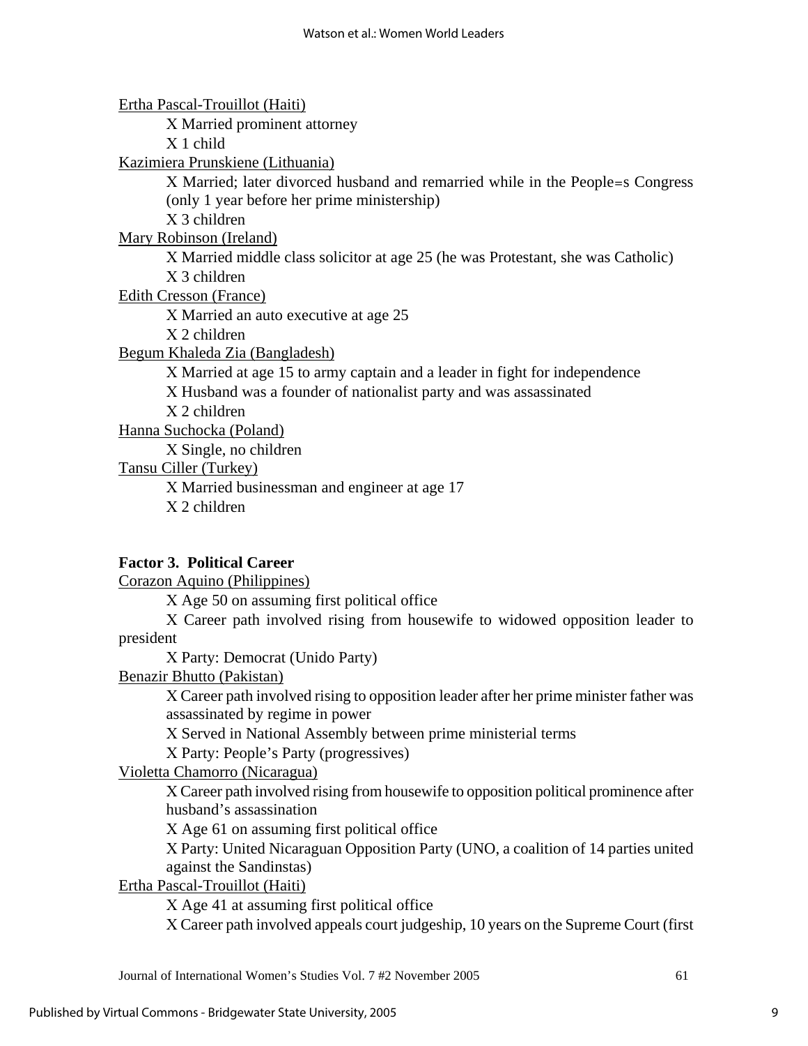Ertha Pascal-Trouillot (Haiti)

- X Married prominent attorney
- X 1 child

Kazimiera Prunskiene (Lithuania)

- X Married; later divorced husband and remarried while in the People=s Congress (only 1 year before her prime ministership)
- X 3 children

Mary Robinson (Ireland)

- X Married middle class solicitor at age 25 (he was Protestant, she was Catholic)
- X 3 children

Edith Cresson (France)

- X Married an auto executive at age 25
- X 2 children

Begum Khaleda Zia (Bangladesh)

- X Married at age 15 to army captain and a leader in fight for independence
- X Husband was a founder of nationalist party and was assassinated
- X 2 children

Hanna Suchocka (Poland)

- X Single, no children

Tansu Ciller (Turkey)

- X Married businessman and engineer at age 17
- X 2 children

**Factor 3. Political Career**

Corazon Aquino (Philippines)

- X Age 50 on assuming first political office
- X Career path involved rising from housewife to widowed opposition leader to president
- X Party: Democrat (Unido Party)

Benazir Bhutto (Pakistan)

- X Career path involved rising to opposition leader after her prime minister father was assassinated by regime in power
- X Served in National Assembly between prime ministerial terms
- X Party: People's Party (progressives)

Violetta Chamorro (Nicaragua)

- X Career path involved rising from housewife to opposition political prominence after husband's assassination
- X Age 61 on assuming first political office
- X Party: United Nicaraguan Opposition Party (UNO, a coalition of 14 parties united against the Sandinstas)

Ertha Pascal-Trouillot (Haiti)

- X Age 41 at assuming first political office
- X Career path involved appeals court judgeship, 10 years on the Supreme Court (first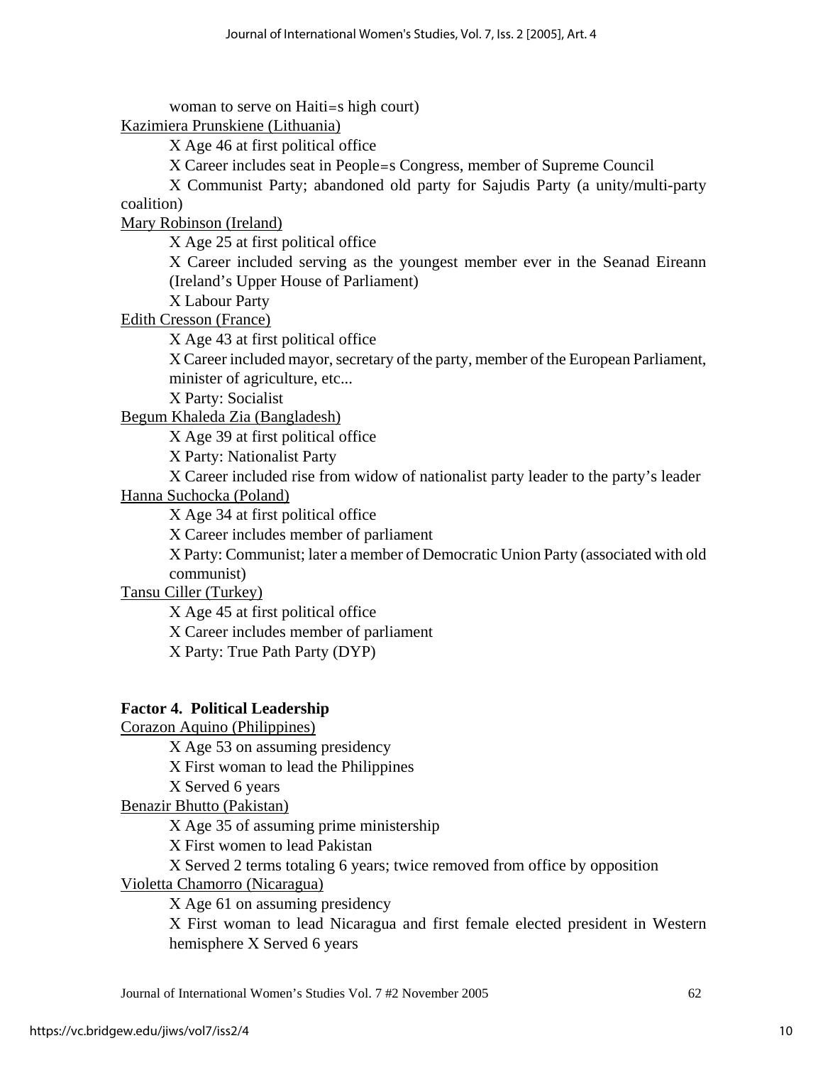woman to serve on Haiti=s high court)

Kazimiera Prunskiene (Lithuania)

- X Age 46 at first political office
- X Career includes seat in People=s Congress, member of Supreme Council
- X Communist Party; abandoned old party for Sajudis Party (a unity/multi-party coalition)

Mary Robinson (Ireland)

- X Age 25 at first political office
- X Career included serving as the youngest member ever in the Seanad Eireann (Ireland's Upper House of Parliament)
- X Labour Party

Edith Cresson (France)

- X Age 43 at first political office
- X Career included mayor, secretary of the party, member of the European Parliament, minister of agriculture, etc...
- X Party: Socialist

Begum Khaleda Zia (Bangladesh)

- X Age 39 at first political office
- X Party: Nationalist Party
- X Career included rise from widow of nationalist party leader to the party's leader

Hanna Suchocka (Poland)

- X Age 34 at first political office
- X Career includes member of parliament
- X Party: Communist; later a member of Democratic Union Party (associated with old communist)

Tansu Ciller (Turkey)

- X Age 45 at first political office
- X Career includes member of parliament
- X Party: True Path Party (DYP)

**Factor 4. Political Leadership**

Corazon Aquino (Philippines)

- X Age 53 on assuming presidency
- X First woman to lead the Philippines
- X Served 6 years

Benazir Bhutto (Pakistan)

- X Age 35 of assuming prime ministership
- X First women to lead Pakistan
- X Served 2 terms totaling 6 years; twice removed from office by opposition

Violetta Chamorro (Nicaragua)

- X Age 61 on assuming presidency
- X First woman to lead Nicaragua and first female elected president in Western hemisphere X Served 6 years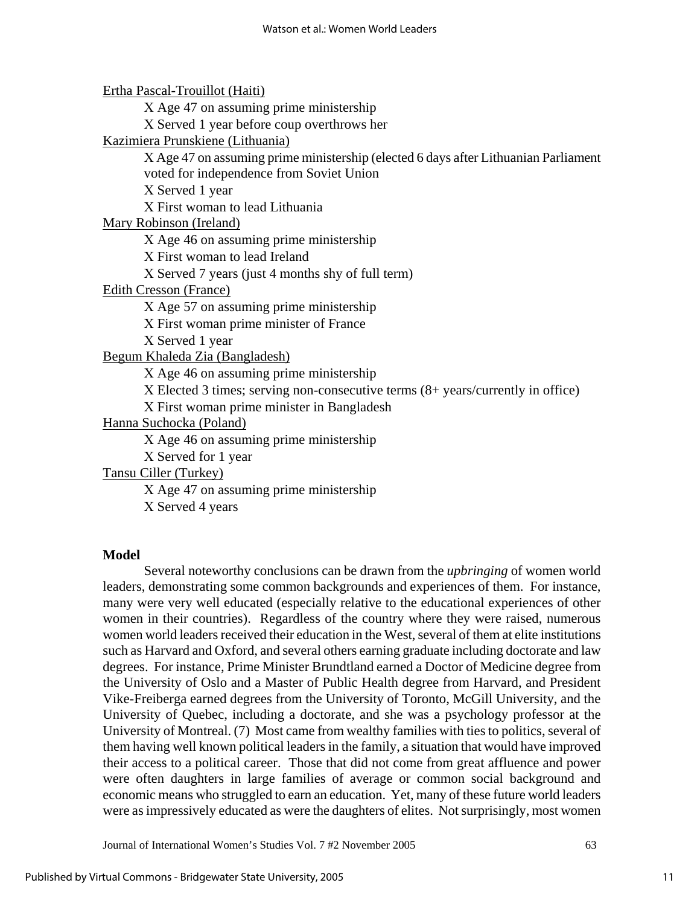Ertha Pascal-Trouillot (Haiti)

- X Age 47 on assuming prime ministership
- X Served 1 year before coup overthrows her

Kazimiera Prunskiene (Lithuania)

- X Age 47 on assuming prime ministership (elected 6 days after Lithuanian Parliament voted for independence from Soviet Union
- X Served 1 year
- X First woman to lead Lithuania

Mary Robinson (Ireland)

- X Age 46 on assuming prime ministership
- X First woman to lead Ireland
- X Served 7 years (just 4 months shy of full term)

Edith Cresson (France)

- X Age 57 on assuming prime ministership
- X First woman prime minister of France
- X Served 1 year

Begum Khaleda Zia (Bangladesh)

- X Age 46 on assuming prime ministership
- X Elected 3 times; serving non-consecutive terms (8+ years/currently in office)
- X First woman prime minister in Bangladesh

Hanna Suchocka (Poland)

- X Age 46 on assuming prime ministership
- X Served for 1 year

Tansu Ciller (Turkey)

- X Age 47 on assuming prime ministership
- X Served 4 years

**Model**

Several noteworthy conclusions can be drawn from the *upbringing* of women world leaders, demonstrating some common backgrounds and experiences of them. For instance, many were very well educated (especially relative to the educational experiences of other women in their countries). Regardless of the country where they were raised, numerous women world leaders received their education in the West, several of them at elite institutions such as Harvard and Oxford, and several others earning graduate including doctorate and law degrees. For instance, Prime Minister Brundtland earned a Doctor of Medicine degree from the University of Oslo and a Master of Public Health degree from Harvard, and President Vike-Freiberga earned degrees from the University of Toronto, McGill University, and the University of Quebec, including a doctorate, and she was a psychology professor at the University of Montreal. (7) Most came from wealthy families with ties to politics, several of them having well known political leaders in the family, a situation that would have improved their access to a political career. Those that did not come from great affluence and power were often daughters in large families of average or common social background and economic means who struggled to earn an education. Yet, many of these future world leaders were as impressively educated as were the daughters of elites. Not surprisingly, most women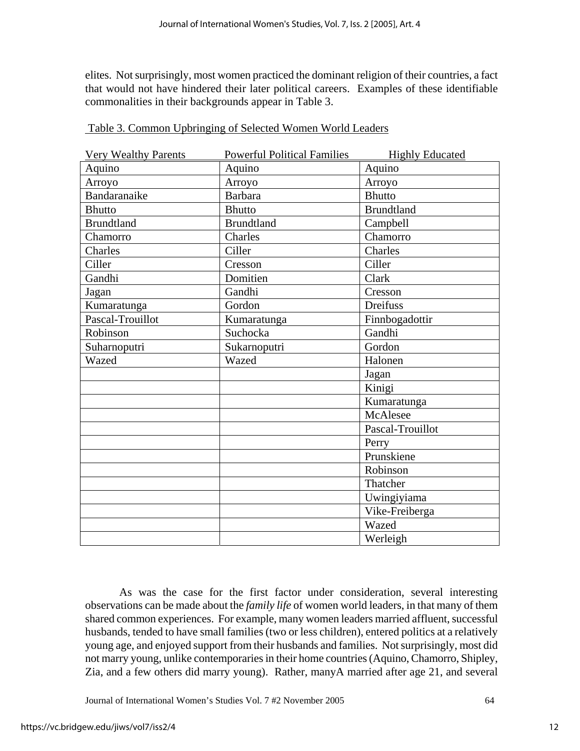elites. Not surprisingly, most women practiced the dominant religion of their countries, a fact that would not have hindered their later political careers. Examples of these identifiable commonalities in their backgrounds appear in Table 3.

Table 3. Common Upbringing of Selected Women World Leaders

| Very Wealthy Parents | Powerful Political Families | Highly Educated |
|---|---|---|
| Aquino | Aquino | Aquino |
| Arroyo | Arroyo | Arroyo |
| Bandaranaike | Barbara | Bhutto |
| Bhutto | Bhutto | Brundtland |
| Brundtland | Brundtland | Campbell |
| Chamorro | Charles | Chamorro |
| Charles | Ciller | Charles |
| Ciller | Cresson | Ciller |
| Gandhi | Domitien | Clark |
| Jagan | Gandhi | Cresson |
| Kumaratunga | Gordon | Dreifuss |
| Pascal-Trouillot | Kumaratunga | Finnbogadottir |
| Robinson | Suchocka | Gandhi |
| Suharnoputri | Sukarnoputri | Gordon |
| Wazed | Wazed | Halonen |
| | | Jagan |
| | | Kinigi |
| | | Kumaratunga |
| | | McAlesee |
| | | Pascal-Trouillot |
| | | Perry |
| | | Prunskiene |
| | | Robinson |
| | | Thatcher |
| | | Uwingiyiama |
| | | Vike-Freiberga |
| | | Wazed |
| | | Werleigh |

As was the case for the first factor under consideration, several interesting observations can be made about the *family life* of women world leaders, in that many of them shared common experiences. For example, many women leaders married affluent, successful husbands, tended to have small families (two or less children), entered politics at a relatively young age, and enjoyed support from their husbands and families. Not surprisingly, most did not marry young, unlike contemporaries in their home countries (Aquino, Chamorro, Shipley, Zia, and a few others did marry young). Rather, manyA married after age 21, and several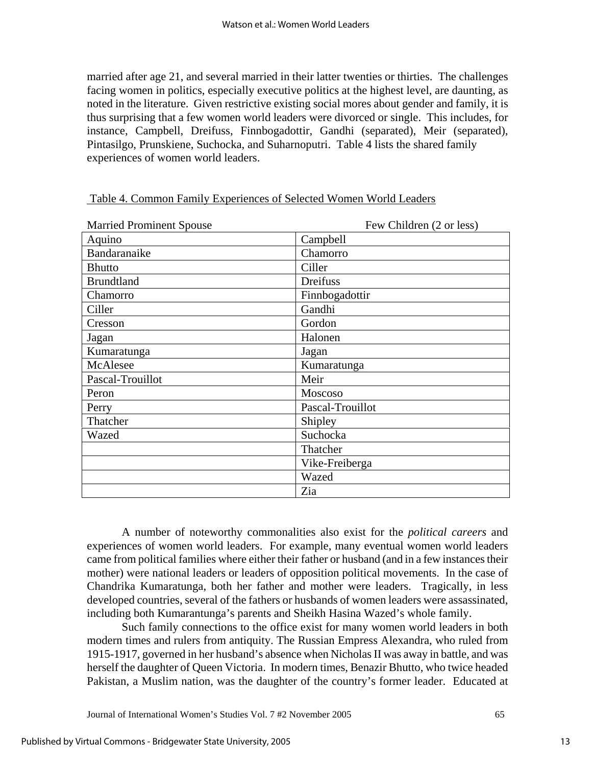married after age 21, and several married in their latter twenties or thirties. The challenges facing women in politics, especially executive politics at the highest level, are daunting, as noted in the literature. Given restrictive existing social mores about gender and family, it is thus surprising that a few women world leaders were divorced or single. This includes, for instance, Campbell, Dreifuss, Finnbogadottir, Gandhi (separated), Meir (separated), Pintasilgo, Prunskiene, Suchocka, and Suharnoputri. Table 4 lists the shared family experiences of women world leaders.

Table 4. Common Family Experiences of Selected Women World Leaders

| Married Prominent Spouse | Few Children (2 or less) |
|---|---|
| Aquino | Campbell |
| Bandaranaike | Chamorro |
| Bhutto | Ciller |
| Brundtland | Dreifuss |
| Chamorro | Finnbogadottir |
| Ciller | Gandhi |
| Cresson | Gordon |
| Jagan | Halonen |
| Kumaratunga | Jagan |
| McAlesee | Kumaratunga |
| Pascal-Trouillot | Meir |
| Peron | Moscoso |
| Perry | Pascal-Trouillot |
| Thatcher | Shipley |
| Wazed | Suchocka |
| | Thatcher |
| | Vike-Freiberga |
| | Wazed |
| | Zia |

A number of noteworthy commonalities also exist for the *political careers* and experiences of women world leaders. For example, many eventual women world leaders came from political families where either their father or husband (and in a few instances their mother) were national leaders or leaders of opposition political movements. In the case of Chandrika Kumaratunga, both her father and mother were leaders. Tragically, in less developed countries, several of the fathers or husbands of women leaders were assassinated, including both Kumarantunga's parents and Sheikh Hasina Wazed's whole family.

Such family connections to the office exist for many women world leaders in both modern times and rulers from antiquity. The Russian Empress Alexandra, who ruled from 1915-1917, governed in her husband's absence when Nicholas II was away in battle, and was herself the daughter of Queen Victoria. In modern times, Benazir Bhutto, who twice headed Pakistan, a Muslim nation, was the daughter of the country's former leader. Educated at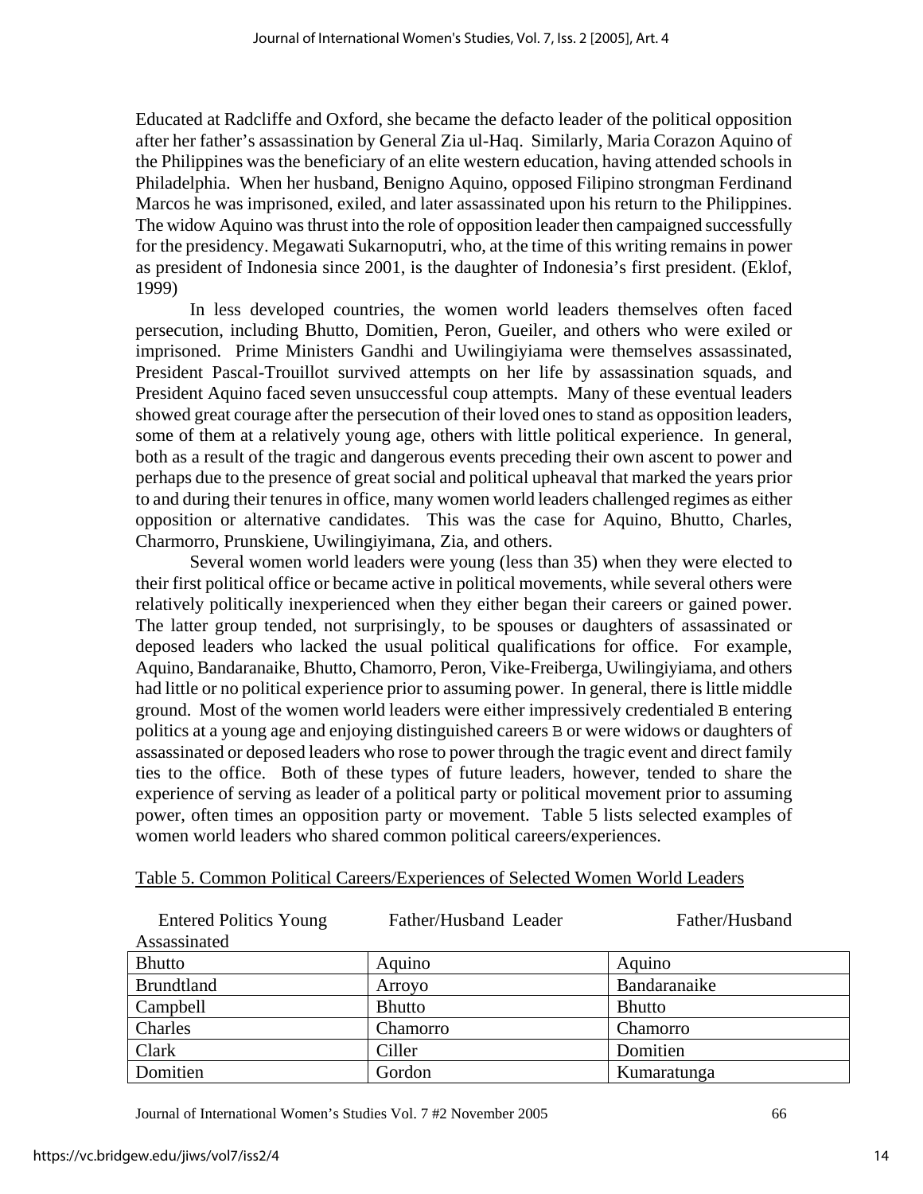Educated at Radcliffe and Oxford, she became the defacto leader of the political opposition after her father's assassination by General Zia ul-Haq. Similarly, Maria Corazon Aquino of the Philippines was the beneficiary of an elite western education, having attended schools in Philadelphia. When her husband, Benigno Aquino, opposed Filipino strongman Ferdinand Marcos he was imprisoned, exiled, and later assassinated upon his return to the Philippines. The widow Aquino was thrust into the role of opposition leader then campaigned successfully for the presidency. Megawati Sukarnoputri, who, at the time of this writing remains in power as president of Indonesia since 2001, is the daughter of Indonesia's first president. (Eklof, 1999)

In less developed countries, the women world leaders themselves often faced persecution, including Bhutto, Domitien, Peron, Gueiler, and others who were exiled or imprisoned. Prime Ministers Gandhi and Uwilingiyiama were themselves assassinated, President Pascal-Trouillot survived attempts on her life by assassination squads, and President Aquino faced seven unsuccessful coup attempts. Many of these eventual leaders showed great courage after the persecution of their loved ones to stand as opposition leaders, some of them at a relatively young age, others with little political experience. In general, both as a result of the tragic and dangerous events preceding their own ascent to power and perhaps due to the presence of great social and political upheaval that marked the years prior to and during their tenures in office, many women world leaders challenged regimes as either opposition or alternative candidates. This was the case for Aquino, Bhutto, Charles, Charmorro, Prunskiene, Uwilingiyimana, Zia, and others.

Several women world leaders were young (less than 35) when they were elected to their first political office or became active in political movements, while several others were relatively politically inexperienced when they either began their careers or gained power. The latter group tended, not surprisingly, to be spouses or daughters of assassinated or deposed leaders who lacked the usual political qualifications for office. For example, Aquino, Bandaranaike, Bhutto, Chamorro, Peron, Vike-Freiberga, Uwilingiyiama, and others had little or no political experience prior to assuming power. In general, there is little middle ground. Most of the women world leaders were either impressively credentialed B entering politics at a young age and enjoying distinguished careers B or were widows or daughters of assassinated or deposed leaders who rose to power through the tragic event and direct family ties to the office. Both of these types of future leaders, however, tended to share the experience of serving as leader of a political party or political movement prior to assuming power, often times an opposition party or movement. Table 5 lists selected examples of women world leaders who shared common political careers/experiences.

Table 5. Common Political Careers/Experiences of Selected Women World Leaders

| Entered Politics Young | Father/Husband Leader | Father/Husband Assassinated |
|---|---|---|
| Bhutto | Aquino | Aquino |
| Brundtland | Arroyo | Bandaranaike |
| Campbell | Bhutto | Bhutto |
| Charles | Chamorro | Chamorro |
| Clark | Ciller | Domitien |
| Domitien | Gordon | Kumaratunga |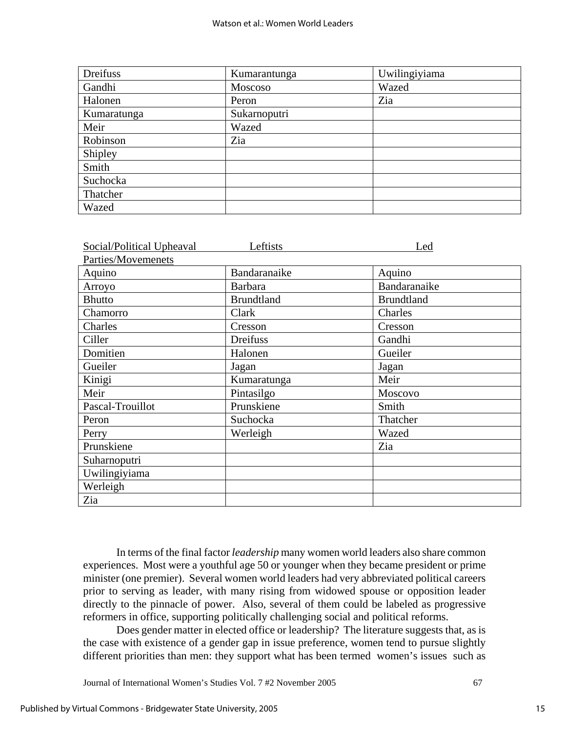| | | |
|---|---|---|
| Dreifuss | Kumarantunga | Uwilingiyiama |
| Gandhi | Moscoso | Wazed |
| Halonen | Peron | Zia |
| Kumaratunga | Sukarnoputri | |
| Meir | Wazed | |
| Robinson | Zia | |
| Shipley | | |
| Smith | | |
| Suchocka | | |
| Thatcher | | |
| Wazed | | |

| Social/Political Upheaval | Leftists | Led Parties/Movemenets |
|---|---|---|
| Aquino | Bandaranaike | Aquino |
| Arroyo | Barbara | Bandaranaike |
| Bhutto | Brundtland | Brundtland |
| Chamorro | Clark | Charles |
| Charles | Cresson | Cresson |
| Ciller | Dreifuss | Gandhi |
| Domitien | Halonen | Gueiler |
| Gueiler | Jagan | Jagan |
| Kinigi | Kumaratunga | Meir |
| Meir | Pintasilgo | Moscovo |
| Pascal-Trouillot | Prunskiene | Smith |
| Peron | Suchocka | Thatcher |
| Perry | Werleigh | Wazed |
| Prunskiene | | Zia |
| Suharnoputri | | |
| Uwilingiyiama | | |
| Werleigh | | |
| Zia | | |

In terms of the final factor *leadership* many women world leaders also share common experiences. Most were a youthful age 50 or younger when they became president or prime minister (one premier). Several women world leaders had very abbreviated political careers prior to serving as leader, with many rising from widowed spouse or opposition leader directly to the pinnacle of power. Also, several of them could be labeled as progressive reformers in office, supporting politically challenging social and political reforms.

Does gender matter in elected office or leadership? The literature suggests that, as is the case with existence of a gender gap in issue preference, women tend to pursue slightly different priorities than men: they support what has been termed women's issues such as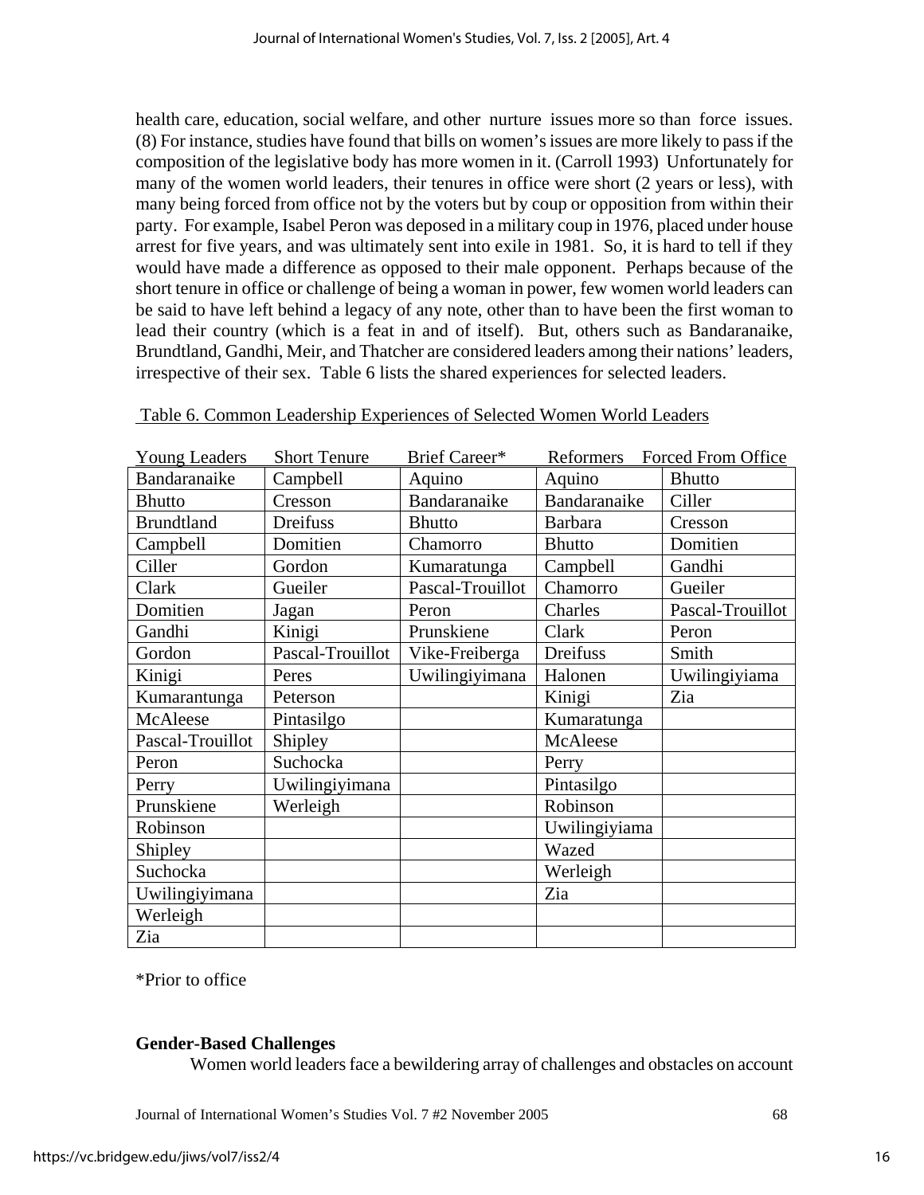health care, education, social welfare, and other nurture issues more so than force issues. (8) For instance, studies have found that bills on women's issues are more likely to pass if the composition of the legislative body has more women in it. (Carroll 1993) Unfortunately for many of the women world leaders, their tenures in office were short (2 years or less), with many being forced from office not by the voters but by coup or opposition from within their party. For example, Isabel Peron was deposed in a military coup in 1976, placed under house arrest for five years, and was ultimately sent into exile in 1981. So, it is hard to tell if they would have made a difference as opposed to their male opponent. Perhaps because of the short tenure in office or challenge of being a woman in power, few women world leaders can be said to have left behind a legacy of any note, other than to have been the first woman to lead their country (which is a feat in and of itself). But, others such as Bandaranaike, Brundtland, Gandhi, Meir, and Thatcher are considered leaders among their nations' leaders, irrespective of their sex. Table 6 lists the shared experiences for selected leaders.

Table 6. Common Leadership Experiences of Selected Women World Leaders

| Young Leaders | Short Tenure | Brief Career* | Reformers | Forced From Office |
|---|---|---|---|---|
| Bandaranaike | Campbell | Aquino | Aquino | Bhutto |
| Bhutto | Cresson | Bandaranaike | Bandaranaike | Ciller |
| Brundtland | Dreifuss | Bhutto | Barbara | Cresson |
| Campbell | Domitien | Chamorro | Bhutto | Domitien |
| Ciller | Gordon | Kumaratunga | Campbell | Gandhi |
| Clark | Gueiler | Pascal-Trouillot | Chamorro | Gueiler |
| Domitien | Jagan | Peron | Charles | Pascal-Trouillot |
| Gandhi | Kinigi | Prunskiene | Clark | Peron |
| Gordon | Pascal-Trouillot | Vike-Freiberga | Dreifuss | Smith |
| Kinigi | Peres | Uwilingiyimana | Halonen | Uwilingiyiama |
| Kumarantunga | Peterson | | Kinigi | Zia |
| McAleese | Pintasilgo | | Kumaratunga | |
| Pascal-Trouillot | Shipley | | McAleese | |
| Peron | Suchocka | | Perry | |
| Perry | Uwilingiyimana | | Pintasilgo | |
| Prunskiene | Werleigh | | Robinson | |
| Robinson | | | Uwilingiyiama | |
| Shipley | | | Wazed | |
| Suchocka | | | Werleigh | |
| Uwilingiyimana | | | Zia | |
| Werleigh | | | | |
| Zia | | | | |

*Prior to office

**Gender-Based Challenges**

Women world leaders face a bewildering array of challenges and obstacles on account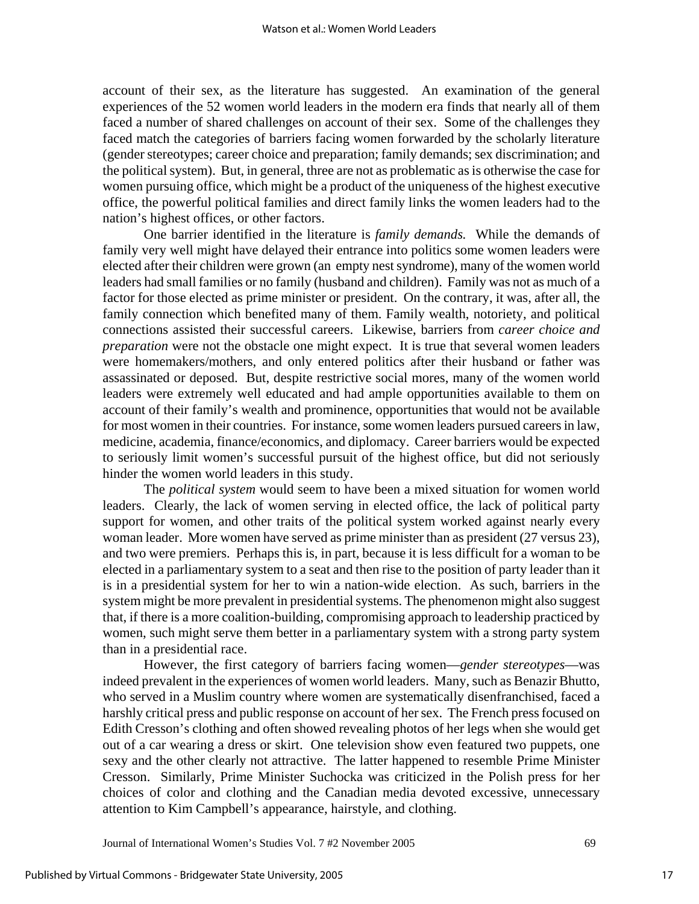account of their sex, as the literature has suggested. An examination of the general experiences of the 52 women world leaders in the modern era finds that nearly all of them faced a number of shared challenges on account of their sex. Some of the challenges they faced match the categories of barriers facing women forwarded by the scholarly literature (gender stereotypes; career choice and preparation; family demands; sex discrimination; and the political system). But, in general, three are not as problematic as is otherwise the case for women pursuing office, which might be a product of the uniqueness of the highest executive office, the powerful political families and direct family links the women leaders had to the nation's highest offices, or other factors.

One barrier identified in the literature is *family demands.* While the demands of family very well might have delayed their entrance into politics some women leaders were elected after their children were grown (an empty nest syndrome), many of the women world leaders had small families or no family (husband and children). Family was not as much of a factor for those elected as prime minister or president. On the contrary, it was, after all, the family connection which benefited many of them. Family wealth, notoriety, and political connections assisted their successful careers. Likewise, barriers from *career choice and preparation* were not the obstacle one might expect. It is true that several women leaders were homemakers/mothers, and only entered politics after their husband or father was assassinated or deposed. But, despite restrictive social mores, many of the women world leaders were extremely well educated and had ample opportunities available to them on account of their family's wealth and prominence, opportunities that would not be available for most women in their countries. For instance, some women leaders pursued careers in law, medicine, academia, finance/economics, and diplomacy. Career barriers would be expected to seriously limit women's successful pursuit of the highest office, but did not seriously hinder the women world leaders in this study.

The *political system* would seem to have been a mixed situation for women world leaders. Clearly, the lack of women serving in elected office, the lack of political party support for women, and other traits of the political system worked against nearly every woman leader. More women have served as prime minister than as president (27 versus 23), and two were premiers. Perhaps this is, in part, because it is less difficult for a woman to be elected in a parliamentary system to a seat and then rise to the position of party leader than it is in a presidential system for her to win a nation-wide election. As such, barriers in the system might be more prevalent in presidential systems. The phenomenon might also suggest that, if there is a more coalition-building, compromising approach to leadership practiced by women, such might serve them better in a parliamentary system with a strong party system than in a presidential race.

However, the first category of barriers facing women—*gender stereotypes*—was indeed prevalent in the experiences of women world leaders. Many, such as Benazir Bhutto, who served in a Muslim country where women are systematically disenfranchised, faced a harshly critical press and public response on account of her sex. The French press focused on Edith Cresson's clothing and often showed revealing photos of her legs when she would get out of a car wearing a dress or skirt. One television show even featured two puppets, one sexy and the other clearly not attractive. The latter happened to resemble Prime Minister Cresson. Similarly, Prime Minister Suchocka was criticized in the Polish press for her choices of color and clothing and the Canadian media devoted excessive, unnecessary attention to Kim Campbell's appearance, hairstyle, and clothing.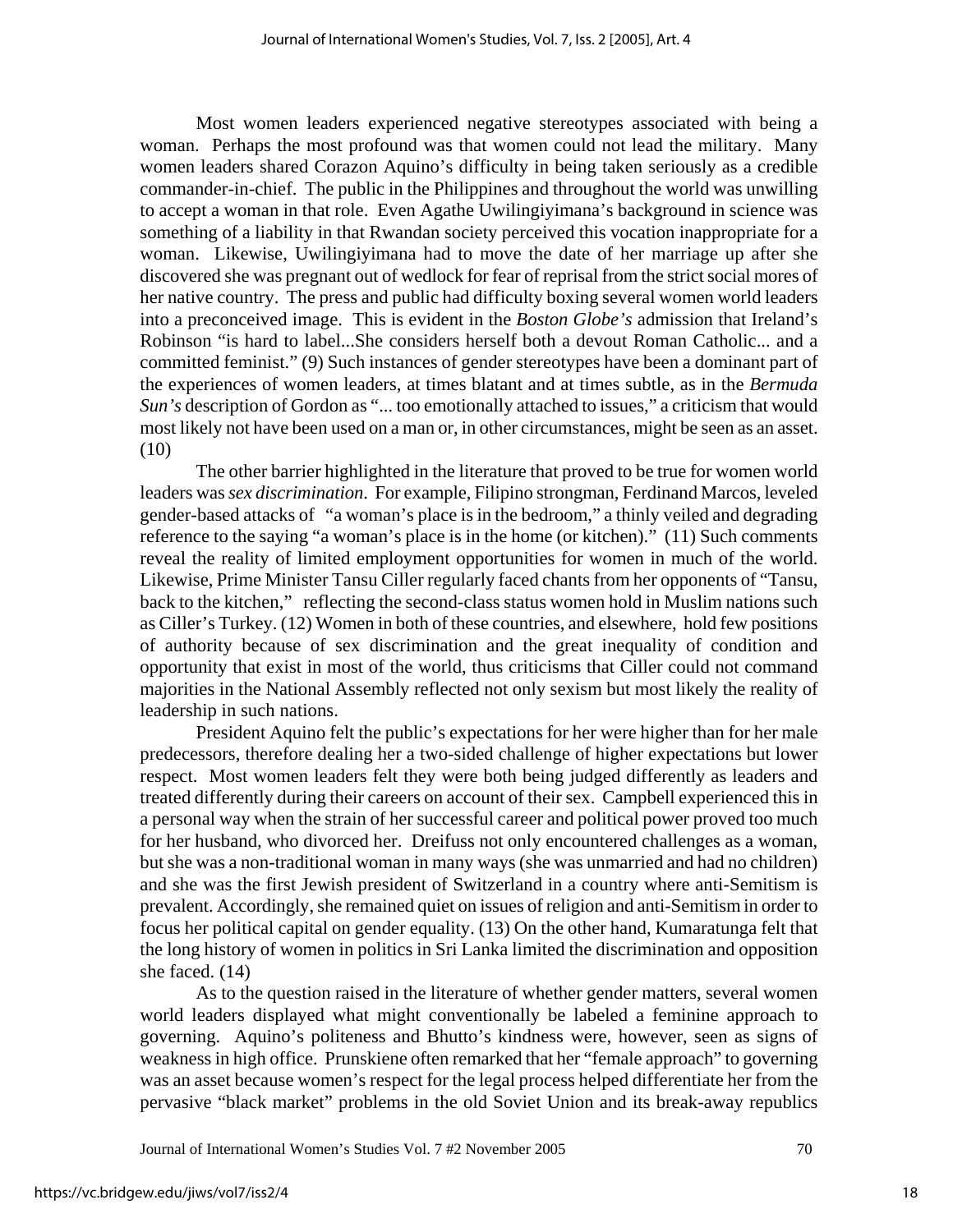Most women leaders experienced negative stereotypes associated with being a woman. Perhaps the most profound was that women could not lead the military. Many women leaders shared Corazon Aquino's difficulty in being taken seriously as a credible commander-in-chief. The public in the Philippines and throughout the world was unwilling to accept a woman in that role. Even Agathe Uwilingiyimana's background in science was something of a liability in that Rwandan society perceived this vocation inappropriate for a woman. Likewise, Uwilingiyimana had to move the date of her marriage up after she discovered she was pregnant out of wedlock for fear of reprisal from the strict social mores of her native country. The press and public had difficulty boxing several women world leaders into a preconceived image. This is evident in the *Boston Globe's* admission that Ireland's Robinson "is hard to label...She considers herself both a devout Roman Catholic... and a committed feminist." (9) Such instances of gender stereotypes have been a dominant part of the experiences of women leaders, at times blatant and at times subtle, as in the *Bermuda Sun's* description of Gordon as "... too emotionally attached to issues," a criticism that would most likely not have been used on a man or, in other circumstances, might be seen as an asset. (10)

The other barrier highlighted in the literature that proved to be true for women world leaders was *sex discrimination*. For example, Filipino strongman, Ferdinand Marcos, leveled gender-based attacks of "a woman's place is in the bedroom," a thinly veiled and degrading reference to the saying "a woman's place is in the home (or kitchen)." (11) Such comments reveal the reality of limited employment opportunities for women in much of the world. Likewise, Prime Minister Tansu Ciller regularly faced chants from her opponents of "Tansu, back to the kitchen," reflecting the second-class status women hold in Muslim nations such as Ciller's Turkey. (12) Women in both of these countries, and elsewhere, hold few positions of authority because of sex discrimination and the great inequality of condition and opportunity that exist in most of the world, thus criticisms that Ciller could not command majorities in the National Assembly reflected not only sexism but most likely the reality of leadership in such nations.

President Aquino felt the public's expectations for her were higher than for her male predecessors, therefore dealing her a two-sided challenge of higher expectations but lower respect. Most women leaders felt they were both being judged differently as leaders and treated differently during their careers on account of their sex. Campbell experienced this in a personal way when the strain of her successful career and political power proved too much for her husband, who divorced her. Dreifuss not only encountered challenges as a woman, but she was a non-traditional woman in many ways (she was unmarried and had no children) and she was the first Jewish president of Switzerland in a country where anti-Semitism is prevalent. Accordingly, she remained quiet on issues of religion and anti-Semitism in order to focus her political capital on gender equality. (13) On the other hand, Kumaratunga felt that the long history of women in politics in Sri Lanka limited the discrimination and opposition she faced. (14)

As to the question raised in the literature of whether gender matters, several women world leaders displayed what might conventionally be labeled a feminine approach to governing. Aquino's politeness and Bhutto's kindness were, however, seen as signs of weakness in high office. Prunskiene often remarked that her "female approach" to governing was an asset because women's respect for the legal process helped differentiate her from the pervasive "black market" problems in the old Soviet Union and its break-away republics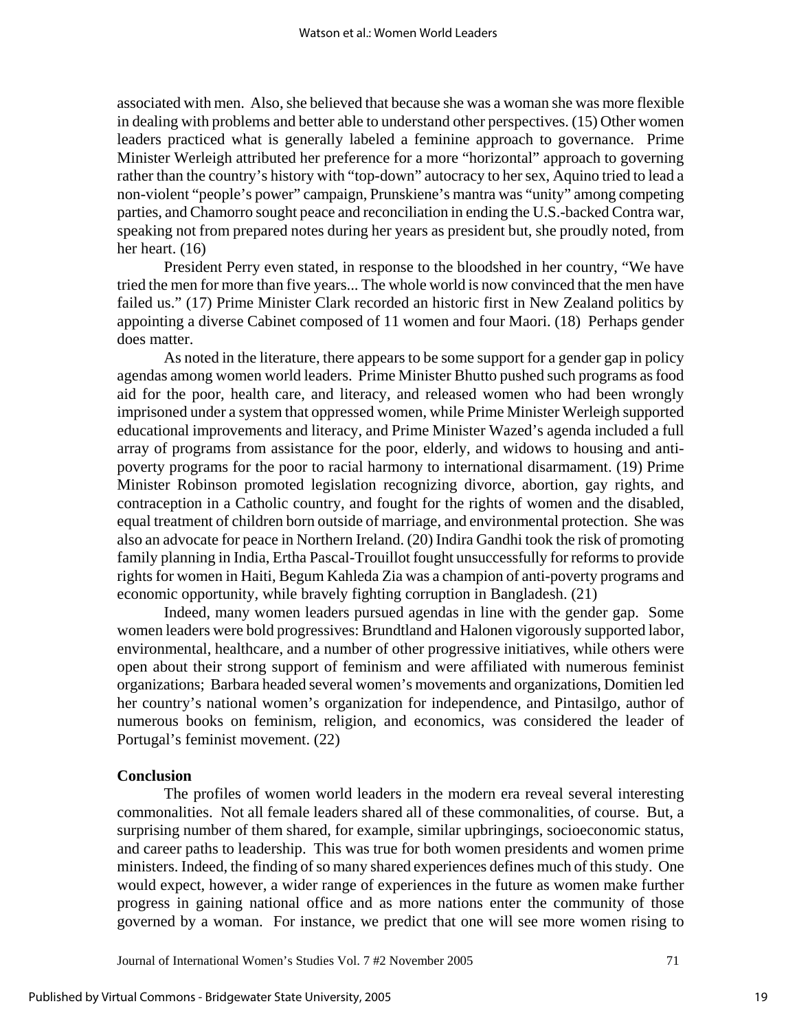associated with men. Also, she believed that because she was a woman she was more flexible in dealing with problems and better able to understand other perspectives. (15) Other women leaders practiced what is generally labeled a feminine approach to governance. Prime Minister Werleigh attributed her preference for a more "horizontal" approach to governing rather than the country's history with "top-down" autocracy to her sex, Aquino tried to lead a non-violent "people's power" campaign, Prunskiene's mantra was "unity" among competing parties, and Chamorro sought peace and reconciliation in ending the U.S.-backed Contra war, speaking not from prepared notes during her years as president but, she proudly noted, from her heart. (16)

President Perry even stated, in response to the bloodshed in her country, "We have tried the men for more than five years... The whole world is now convinced that the men have failed us." (17) Prime Minister Clark recorded an historic first in New Zealand politics by appointing a diverse Cabinet composed of 11 women and four Maori. (18) Perhaps gender does matter.

As noted in the literature, there appears to be some support for a gender gap in policy agendas among women world leaders. Prime Minister Bhutto pushed such programs as food aid for the poor, health care, and literacy, and released women who had been wrongly imprisoned under a system that oppressed women, while Prime Minister Werleigh supported educational improvements and literacy, and Prime Minister Wazed's agenda included a full array of programs from assistance for the poor, elderly, and widows to housing and anti-poverty programs for the poor to racial harmony to international disarmament. (19) Prime Minister Robinson promoted legislation recognizing divorce, abortion, gay rights, and contraception in a Catholic country, and fought for the rights of women and the disabled, equal treatment of children born outside of marriage, and environmental protection. She was also an advocate for peace in Northern Ireland. (20) Indira Gandhi took the risk of promoting family planning in India, Ertha Pascal-Trouillot fought unsuccessfully for reforms to provide rights for women in Haiti, Begum Kahleda Zia was a champion of anti-poverty programs and economic opportunity, while bravely fighting corruption in Bangladesh. (21)

Indeed, many women leaders pursued agendas in line with the gender gap. Some women leaders were bold progressives: Brundtland and Halonen vigorously supported labor, environmental, healthcare, and a number of other progressive initiatives, while others were open about their strong support of feminism and were affiliated with numerous feminist organizations; Barbara headed several women's movements and organizations, Domitien led her country's national women's organization for independence, and Pintasilgo, author of numerous books on feminism, religion, and economics, was considered the leader of Portugal's feminist movement. (22)

**Conclusion**

The profiles of women world leaders in the modern era reveal several interesting commonalities. Not all female leaders shared all of these commonalities, of course. But, a surprising number of them shared, for example, similar upbringings, socioeconomic status, and career paths to leadership. This was true for both women presidents and women prime ministers. Indeed, the finding of so many shared experiences defines much of this study. One would expect, however, a wider range of experiences in the future as women make further progress in gaining national office and as more nations enter the community of those governed by a woman. For instance, we predict that one will see more women rising to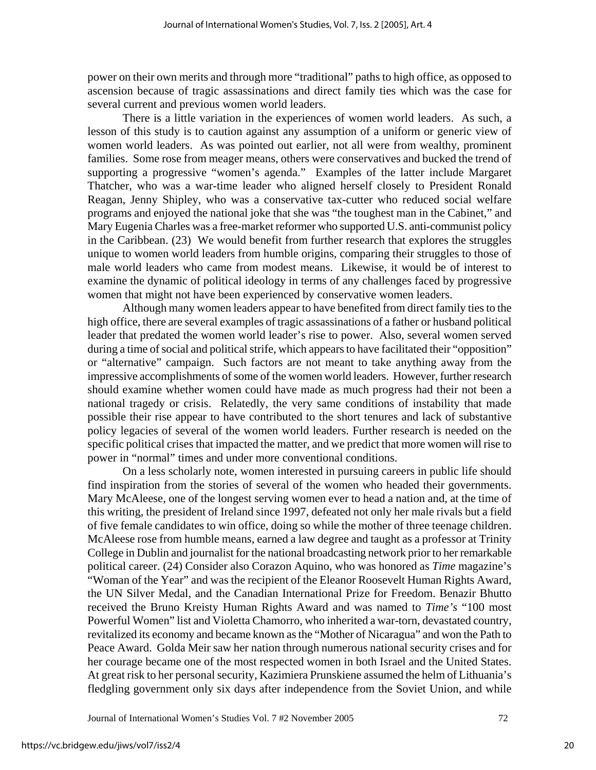power on their own merits and through more "traditional" paths to high office, as opposed to ascension because of tragic assassinations and direct family ties which was the case for several current and previous women world leaders.

There is a little variation in the experiences of women world leaders. As such, a lesson of this study is to caution against any assumption of a uniform or generic view of women world leaders. As was pointed out earlier, not all were from wealthy, prominent families. Some rose from meager means, others were conservatives and bucked the trend of supporting a progressive "women's agenda." Examples of the latter include Margaret Thatcher, who was a war-time leader who aligned herself closely to President Ronald Reagan, Jenny Shipley, who was a conservative tax-cutter who reduced social welfare programs and enjoyed the national joke that she was "the toughest man in the Cabinet," and Mary Eugenia Charles was a free-market reformer who supported U.S. anti-communist policy in the Caribbean. (23) We would benefit from further research that explores the struggles unique to women world leaders from humble origins, comparing their struggles to those of male world leaders who came from modest means. Likewise, it would be of interest to examine the dynamic of political ideology in terms of any challenges faced by progressive women that might not have been experienced by conservative women leaders.

Although many women leaders appear to have benefited from direct family ties to the high office, there are several examples of tragic assassinations of a father or husband political leader that predated the women world leader's rise to power. Also, several women served during a time of social and political strife, which appears to have facilitated their "opposition" or "alternative" campaign. Such factors are not meant to take anything away from the impressive accomplishments of some of the women world leaders. However, further research should examine whether women could have made as much progress had their not been a national tragedy or crisis. Relatedly, the very same conditions of instability that made possible their rise appear to have contributed to the short tenures and lack of substantive policy legacies of several of the women world leaders. Further research is needed on the specific political crises that impacted the matter, and we predict that more women will rise to power in "normal" times and under more conventional conditions.

On a less scholarly note, women interested in pursuing careers in public life should find inspiration from the stories of several of the women who headed their governments. Mary McAleese, one of the longest serving women ever to head a nation and, at the time of this writing, the president of Ireland since 1997, defeated not only her male rivals but a field of five female candidates to win office, doing so while the mother of three teenage children. McAleese rose from humble means, earned a law degree and taught as a professor at Trinity College in Dublin and journalist for the national broadcasting network prior to her remarkable political career. (24) Consider also Corazon Aquino, who was honored as *Time* magazine's "Woman of the Year" and was the recipient of the Eleanor Roosevelt Human Rights Award, the UN Silver Medal, and the Canadian International Prize for Freedom. Benazir Bhutto received the Bruno Kreisty Human Rights Award and was named to *Time's* "100 most Powerful Women" list and Violetta Chamorro, who inherited a war-torn, devastated country, revitalized its economy and became known as the "Mother of Nicaragua" and won the Path to Peace Award. Golda Meir saw her nation through numerous national security crises and for her courage became one of the most respected women in both Israel and the United States. At great risk to her personal security, Kazimiera Prunskiene assumed the helm of Lithuania's fledgling government only six days after independence from the Soviet Union, and while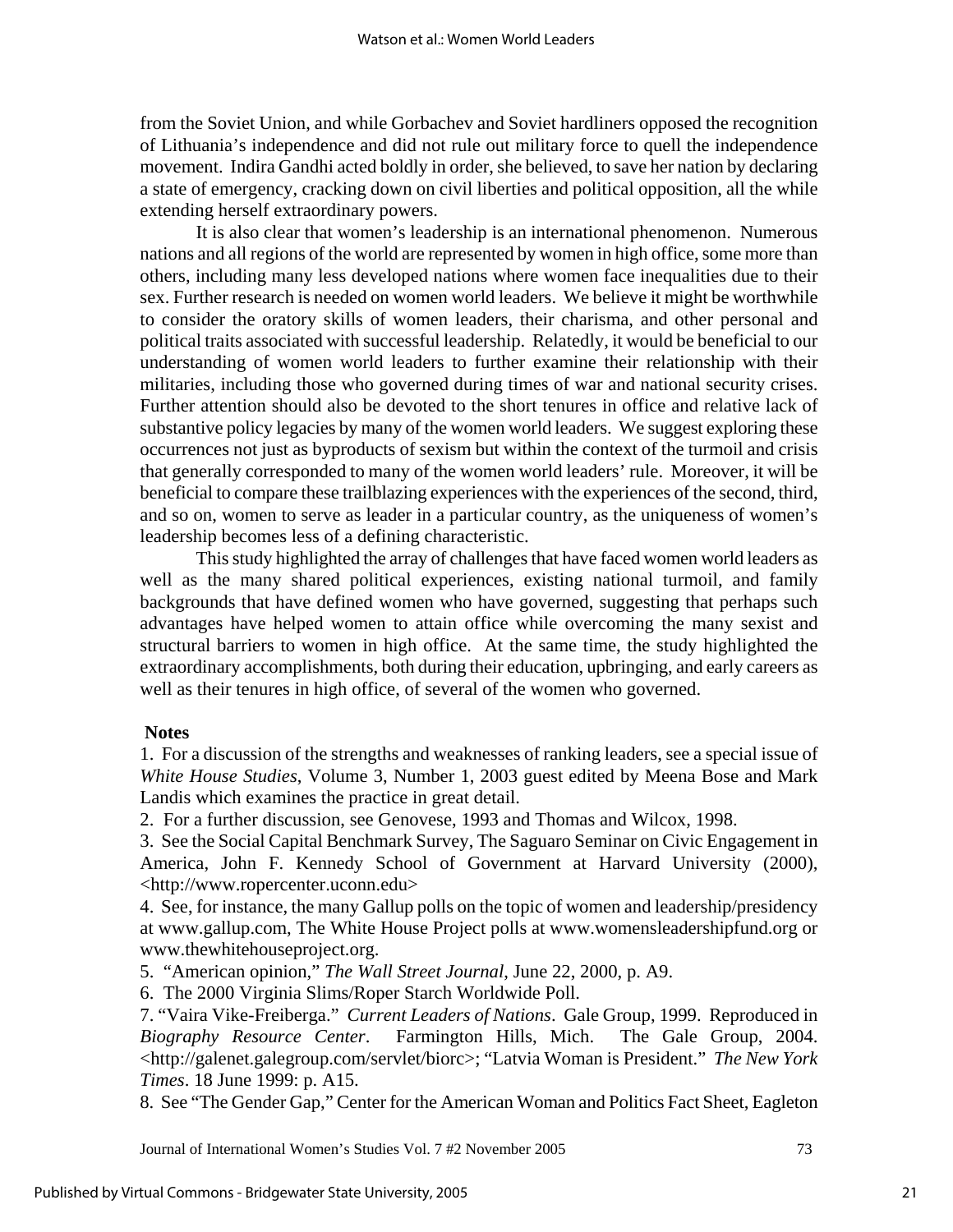from the Soviet Union, and while Gorbachev and Soviet hardliners opposed the recognition of Lithuania's independence and did not rule out military force to quell the independence movement. Indira Gandhi acted boldly in order, she believed, to save her nation by declaring a state of emergency, cracking down on civil liberties and political opposition, all the while extending herself extraordinary powers.

It is also clear that women's leadership is an international phenomenon. Numerous nations and all regions of the world are represented by women in high office, some more than others, including many less developed nations where women face inequalities due to their sex. Further research is needed on women world leaders. We believe it might be worthwhile to consider the oratory skills of women leaders, their charisma, and other personal and political traits associated with successful leadership. Relatedly, it would be beneficial to our understanding of women world leaders to further examine their relationship with their militaries, including those who governed during times of war and national security crises. Further attention should also be devoted to the short tenures in office and relative lack of substantive policy legacies by many of the women world leaders. We suggest exploring these occurrences not just as byproducts of sexism but within the context of the turmoil and crisis that generally corresponded to many of the women world leaders' rule. Moreover, it will be beneficial to compare these trailblazing experiences with the experiences of the second, third, and so on, women to serve as leader in a particular country, as the uniqueness of women's leadership becomes less of a defining characteristic.

This study highlighted the array of challenges that have faced women world leaders as well as the many shared political experiences, existing national turmoil, and family backgrounds that have defined women who have governed, suggesting that perhaps such advantages have helped women to attain office while overcoming the many sexist and structural barriers to women in high office. At the same time, the study highlighted the extraordinary accomplishments, both during their education, upbringing, and early careers as well as their tenures in high office, of several of the women who governed.

**Notes**

1. For a discussion of the strengths and weaknesses of ranking leaders, see a special issue of *White House Studies*, Volume 3, Number 1, 2003 guest edited by Meena Bose and Mark Landis which examines the practice in great detail.
2. For a further discussion, see Genovese, 1993 and Thomas and Wilcox, 1998.
3. See the Social Capital Benchmark Survey, The Saguaro Seminar on Civic Engagement in America, John F. Kennedy School of Government at Harvard University (2000), <http://www.ropercenter.uconn.edu>
4. See, for instance, the many Gallup polls on the topic of women and leadership/presidency at www.gallup.com, The White House Project polls at www.womensleadershipfund.org or www.thewhitehouseproject.org.
5. "American opinion," *The Wall Street Journal*, June 22, 2000, p. A9.
6. The 2000 Virginia Slims/Roper Starch Worldwide Poll.
7. "Vaira Vike-Freiberga." *Current Leaders of Nations*. Gale Group, 1999. Reproduced in *Biography Resource Center*. Farmington Hills, Mich. The Gale Group, 2004. <http://galenet.galegroup.com/servlet/biorc>; "Latvia Woman is President." *The New York Times*. 18 June 1999: p. A15.
8. See "The Gender Gap," Center for the American Woman and Politics Fact Sheet, Eagleton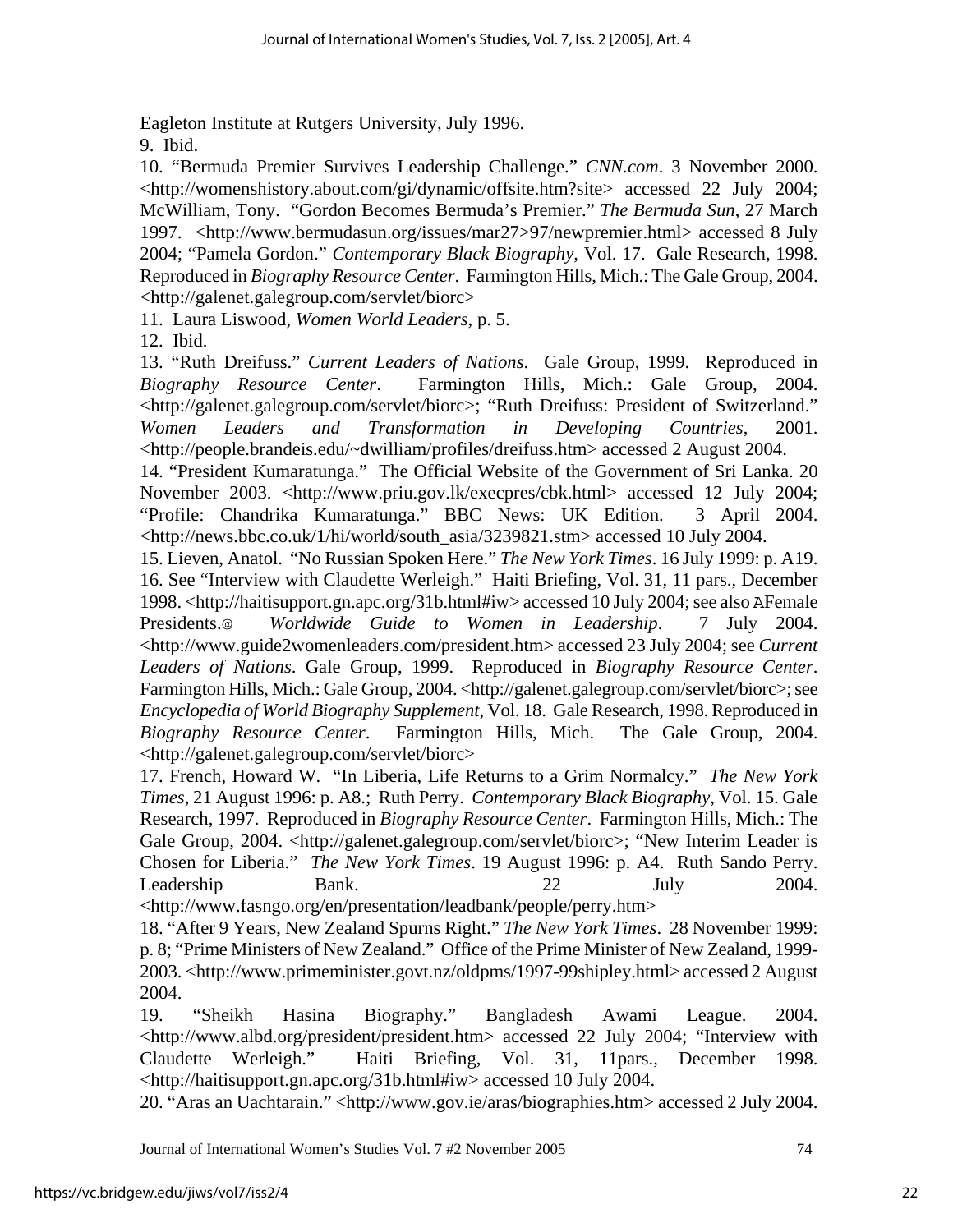Eagleton Institute at Rutgers University, July 1996.

9. Ibid.

10. "Bermuda Premier Survives Leadership Challenge." *CNN.com*. 3 November 2000. <http://womenshistory.about.com/gi/dynamic/offsite.htm?site> accessed 22 July 2004; McWilliam, Tony. "Gordon Becomes Bermuda's Premier." *The Bermuda Sun*, 27 March 1997. <http://www.bermudasun.org/issues/mar27>97/newpremier.html> accessed 8 July 2004; "Pamela Gordon." *Contemporary Black Biography*, Vol. 17. Gale Research, 1998. Reproduced in *Biography Resource Center*. Farmington Hills, Mich.: The Gale Group, 2004. <http://galenet.galegroup.com/servlet/biorc>

11. Laura Liswood, *Women World Leaders*, p. 5.

12. Ibid.

13. "Ruth Dreifuss." *Current Leaders of Nations*. Gale Group, 1999. Reproduced in *Biography Resource Center*. Farmington Hills, Mich.: Gale Group, 2004. <http://galenet.galegroup.com/servlet/biorc>; "Ruth Dreifuss: President of Switzerland." *Women Leaders and Transformation in Developing Countries*, 2001. <http://people.brandeis.edu/~dwilliam/profiles/dreifuss.htm> accessed 2 August 2004.

14. "President Kumaratunga." The Official Website of the Government of Sri Lanka. 20 November 2003. <http://www.priu.gov.lk/execpres/cbk.html> accessed 12 July 2004; "Profile: Chandrika Kumaratunga." BBC News: UK Edition. 3 April 2004. <http://news.bbc.co.uk/1/hi/world/south_asia/3239821.stm> accessed 10 July 2004.

15. Lieven, Anatol. "No Russian Spoken Here." *The New York Times*. 16 July 1999: p. A19.

16. See "Interview with Claudette Werleigh." Haiti Briefing, Vol. 31, 11 pars., December 1998. <http://haitisupport.gn.apc.org/31b.html#iw> accessed 10 July 2004; see also AFemale Presidents.@ *Worldwide Guide to Women in Leadership*. 7 July 2004. <http://www.guide2womenleaders.com/president.htm> accessed 23 July 2004; see *Current Leaders of Nations*. Gale Group, 1999. Reproduced in *Biography Resource Center*. Farmington Hills, Mich.: Gale Group, 2004. <http://galenet.galegroup.com/servlet/biorc>; see *Encyclopedia of World Biography Supplement*, Vol. 18. Gale Research, 1998. Reproduced in *Biography Resource Center*. Farmington Hills, Mich. The Gale Group, 2004. <http://galenet.galegroup.com/servlet/biorc>

17. French, Howard W. "In Liberia, Life Returns to a Grim Normalcy." *The New York Times*, 21 August 1996: p. A8.; Ruth Perry. *Contemporary Black Biography*, Vol. 15. Gale Research, 1997. Reproduced in *Biography Resource Center*. Farmington Hills, Mich.: The Gale Group, 2004. <http://galenet.galegroup.com/servlet/biorc>; "New Interim Leader is Chosen for Liberia." *The New York Times*. 19 August 1996: p. A4. Ruth Sando Perry. Leadership Bank. 22 July 2004. <http://www.fasngo.org/en/presentation/leadbank/people/perry.htm>

18. "After 9 Years, New Zealand Spurns Right." *The New York Times*. 28 November 1999: p. 8; "Prime Ministers of New Zealand." Office of the Prime Minister of New Zealand, 1999-2003. <http://www.primeminister.govt.nz/oldpms/1997-99shipley.html> accessed 2 August 2004.

19. "Sheikh Hasina Biography." Bangladesh Awami League. 2004. <http://www.albd.org/president/president.htm> accessed 22 July 2004; "Interview with Claudette Werleigh." Haiti Briefing, Vol. 31, 11pars., December 1998. <http://haitisupport.gn.apc.org/31b.html#iw> accessed 10 July 2004.

20. "Aras an Uachtarain." <http://www.gov.ie/aras/biographies.htm> accessed 2 July 2004.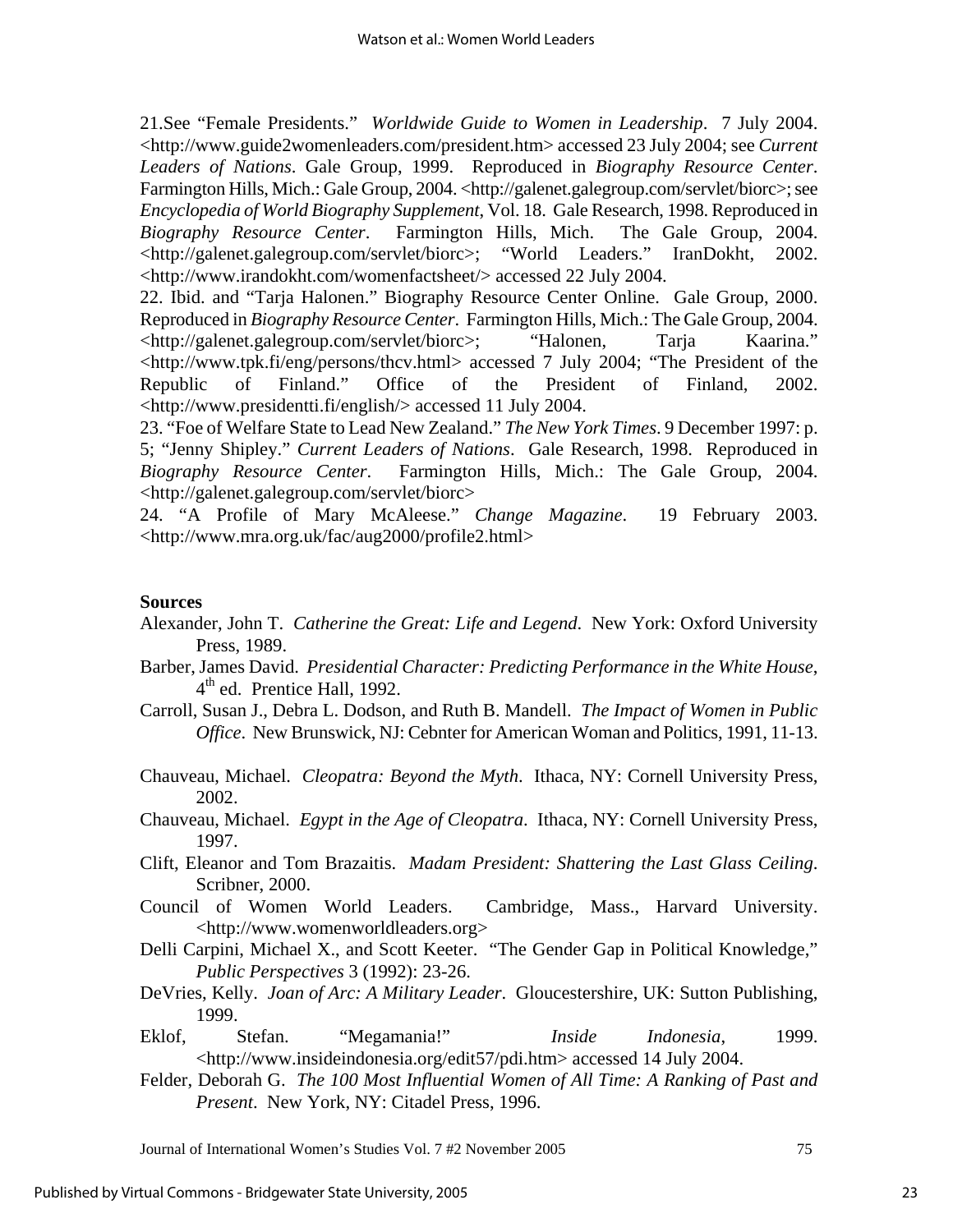21.See "Female Presidents." *Worldwide Guide to Women in Leadership*. 7 July 2004. <http://www.guide2womenleaders.com/president.htm> accessed 23 July 2004; see *Current Leaders of Nations*. Gale Group, 1999. Reproduced in *Biography Resource Center*. Farmington Hills, Mich.: Gale Group, 2004. <http://galenet.galegroup.com/servlet/biorc>; see *Encyclopedia of World Biography Supplement*, Vol. 18. Gale Research, 1998. Reproduced in *Biography Resource Center*. Farmington Hills, Mich. The Gale Group, 2004. <http://galenet.galegroup.com/servlet/biorc>; "World Leaders." IranDokht, 2002. <http://www.irandokht.com/womenfactsheet/> accessed 22 July 2004.

22. Ibid. and "Tarja Halonen." Biography Resource Center Online. Gale Group, 2000. Reproduced in *Biography Resource Center*. Farmington Hills, Mich.: The Gale Group, 2004. <http://galenet.galegroup.com/servlet/biorc>; "Halonen, Tarja Kaarina." <http://www.tpk.fi/eng/persons/thcv.html> accessed 7 July 2004; "The President of the Republic of Finland." Office of the President of Finland, 2002. <http://www.presidentti.fi/english/> accessed 11 July 2004.

23. "Foe of Welfare State to Lead New Zealand." *The New York Times*. 9 December 1997: p. 5; "Jenny Shipley." *Current Leaders of Nations*. Gale Research, 1998. Reproduced in *Biography Resource Center*. Farmington Hills, Mich.: The Gale Group, 2004. <http://galenet.galegroup.com/servlet/biorc>

24. "A Profile of Mary McAleese." *Change Magazine*. 19 February 2003. <http://www.mra.org.uk/fac/aug2000/profile2.html>

**Sources**

Alexander, John T. *Catherine the Great: Life and Legend*. New York: Oxford University Press, 1989.

Barber, James David. *Presidential Character: Predicting Performance in the White House*, 4th ed. Prentice Hall, 1992.

Carroll, Susan J., Debra L. Dodson, and Ruth B. Mandell. *The Impact of Women in Public Office*. New Brunswick, NJ: Cebnter for American Woman and Politics, 1991, 11-13.

Chauveau, Michael. *Cleopatra: Beyond the Myth*. Ithaca, NY: Cornell University Press, 2002.

Chauveau, Michael. *Egypt in the Age of Cleopatra*. Ithaca, NY: Cornell University Press, 1997.

Clift, Eleanor and Tom Brazaitis. *Madam President: Shattering the Last Glass Ceiling*. Scribner, 2000.

Council of Women World Leaders. Cambridge, Mass., Harvard University. <http://www.womenworldleaders.org>

Delli Carpini, Michael X., and Scott Keeter. "The Gender Gap in Political Knowledge," *Public Perspectives* 3 (1992): 23-26.

DeVries, Kelly. *Joan of Arc: A Military Leader*. Gloucestershire, UK: Sutton Publishing, 1999.

Eklof, Stefan. "Megamania!" *Inside Indonesia*, 1999. <http://www.insideindonesia.org/edit57/pdi.htm> accessed 14 July 2004.

Felder, Deborah G. *The 100 Most Influential Women of All Time: A Ranking of Past and Present*. New York, NY: Citadel Press, 1996.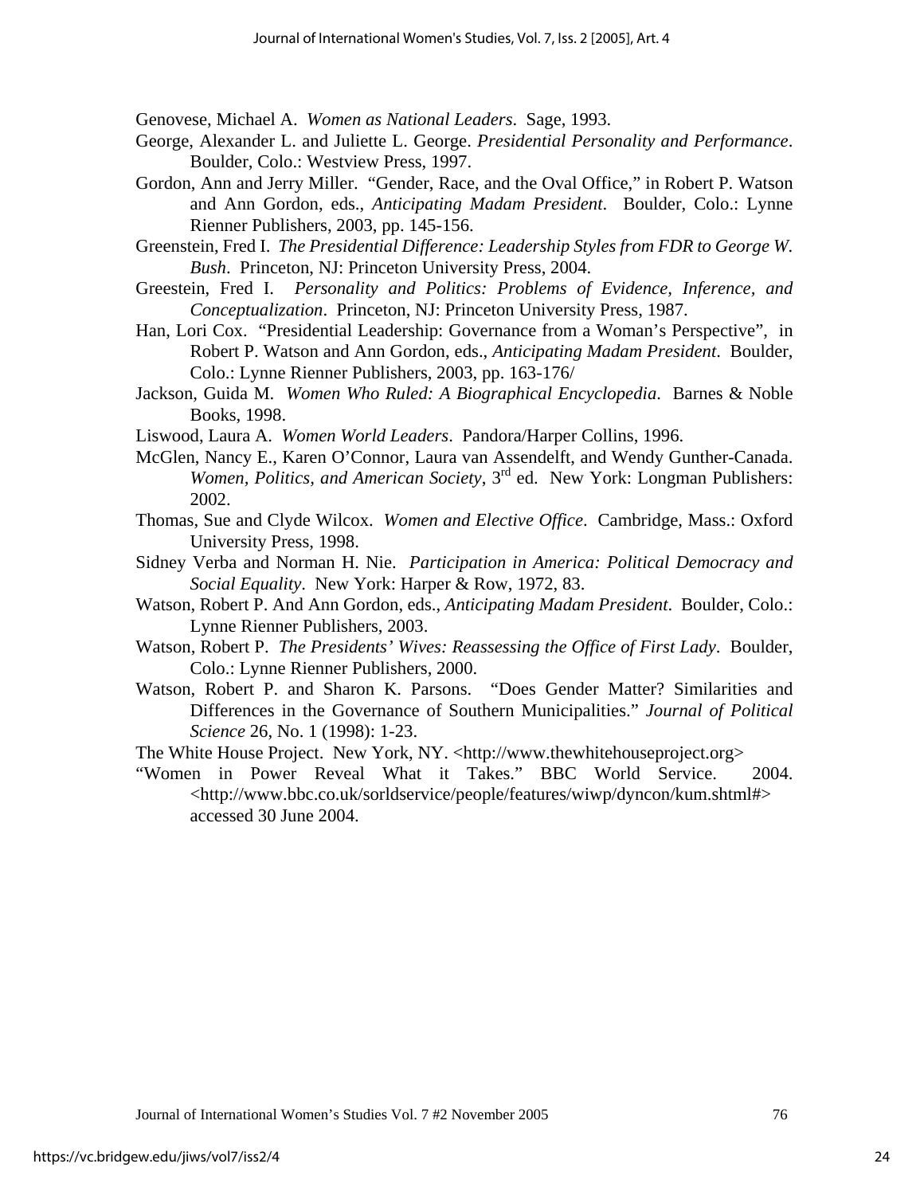Genovese, Michael A. *Women as National Leaders*. Sage, 1993.

George, Alexander L. and Juliette L. George. *Presidential Personality and Performance*. Boulder, Colo.: Westview Press, 1997.

Gordon, Ann and Jerry Miller. "Gender, Race, and the Oval Office," in Robert P. Watson and Ann Gordon, eds., *Anticipating Madam President*. Boulder, Colo.: Lynne Rienner Publishers, 2003, pp. 145-156.

Greenstein, Fred I. *The Presidential Difference: Leadership Styles from FDR to George W. Bush*. Princeton, NJ: Princeton University Press, 2004.

Greestein, Fred I. *Personality and Politics: Problems of Evidence, Inference, and Conceptualization*. Princeton, NJ: Princeton University Press, 1987.

Han, Lori Cox. "Presidential Leadership: Governance from a Woman's Perspective", in Robert P. Watson and Ann Gordon, eds., *Anticipating Madam President*. Boulder, Colo.: Lynne Rienner Publishers, 2003, pp. 163-176/

Jackson, Guida M. *Women Who Ruled: A Biographical Encyclopedia*. Barnes & Noble Books, 1998.

Liswood, Laura A. *Women World Leaders*. Pandora/Harper Collins, 1996.

McGlen, Nancy E., Karen O'Connor, Laura van Assendelft, and Wendy Gunther-Canada. *Women, Politics, and American Society*, 3rd ed. New York: Longman Publishers: 2002.

Thomas, Sue and Clyde Wilcox. *Women and Elective Office*. Cambridge, Mass.: Oxford University Press, 1998.

Sidney Verba and Norman H. Nie. *Participation in America: Political Democracy and Social Equality*. New York: Harper & Row, 1972, 83.

Watson, Robert P. And Ann Gordon, eds., *Anticipating Madam President*. Boulder, Colo.: Lynne Rienner Publishers, 2003.

Watson, Robert P. *The Presidents' Wives: Reassessing the Office of First Lady*. Boulder, Colo.: Lynne Rienner Publishers, 2000.

Watson, Robert P. and Sharon K. Parsons. "Does Gender Matter? Similarities and Differences in the Governance of Southern Municipalities." *Journal of Political Science* 26, No. 1 (1998): 1-23.

The White House Project. New York, NY. <http://www.thewhitehouseproject.org>

"Women in Power Reveal What it Takes." BBC World Service. 2004. <http://www.bbc.co.uk/sorldservice/people/features/wiwp/dyncon/kum.shtml#> accessed 30 June 2004.